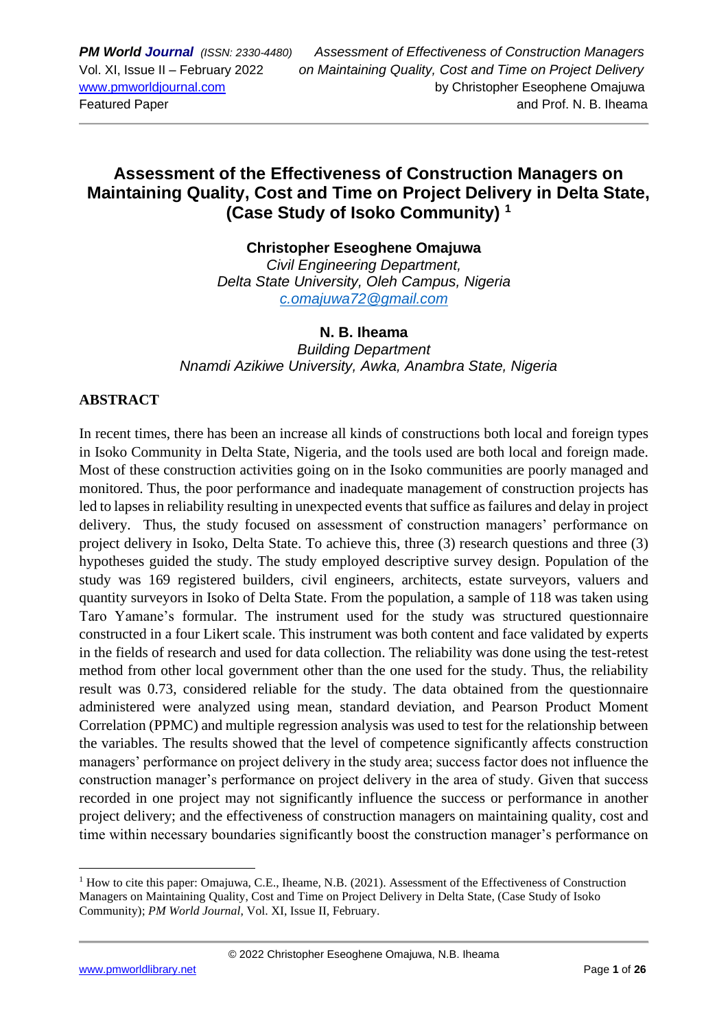# Assessment of the Effectiveness of Construction Managers on Maintaining Quality, Cost and Time on Project Delivery in Delta State, (Case Study of Isoko Community) [1]

**Christopher Eseoghene Omajuwa**
*Civil Engineering Department,*
*Delta State University, Oleh Campus, Nigeria*
*c.omajuwa72@gmail.com*

**N. B. Iheama**
*Building Department*
*Nnamdi Azikiwe University, Awka, Anambra State, Nigeria*

## ABSTRACT

In recent times, there has been an increase all kinds of constructions both local and foreign types in Isoko Community in Delta State, Nigeria, and the tools used are both local and foreign made. Most of these construction activities going on in the Isoko communities are poorly managed and monitored. Thus, the poor performance and inadequate management of construction projects has led to lapses in reliability resulting in unexpected events that suffice as failures and delay in project delivery. Thus, the study focused on assessment of construction managers' performance on project delivery in Isoko, Delta State. To achieve this, three (3) research questions and three (3) hypotheses guided the study. The study employed descriptive survey design. Population of the study was 169 registered builders, civil engineers, architects, estate surveyors, valuers and quantity surveyors in Isoko of Delta State. From the population, a sample of 118 was taken using Taro Yamane's formular. The instrument used for the study was structured questionnaire constructed in a four Likert scale. This instrument was both content and face validated by experts in the fields of research and used for data collection. The reliability was done using the test-retest method from other local government other than the one used for the study. Thus, the reliability result was 0.73, considered reliable for the study. The data obtained from the questionnaire administered were analyzed using mean, standard deviation, and Pearson Product Moment Correlation (PPMC) and multiple regression analysis was used to test for the relationship between the variables. The results showed that the level of competence significantly affects construction managers' performance on project delivery in the study area; success factor does not influence the construction manager's performance on project delivery in the area of study. Given that success recorded in one project may not significantly influence the success or performance in another project delivery; and the effectiveness of construction managers on maintaining quality, cost and time within necessary boundaries significantly boost the construction manager's performance on

---

[1] How to cite this paper: Omajuwa, C.E., Iheame, N.B. (2021). Assessment of the Effectiveness of Construction Managers on Maintaining Quality, Cost and Time on Project Delivery in Delta State, (Case Study of Isoko Community); *PM World Journal*, Vol. XI, Issue II, February.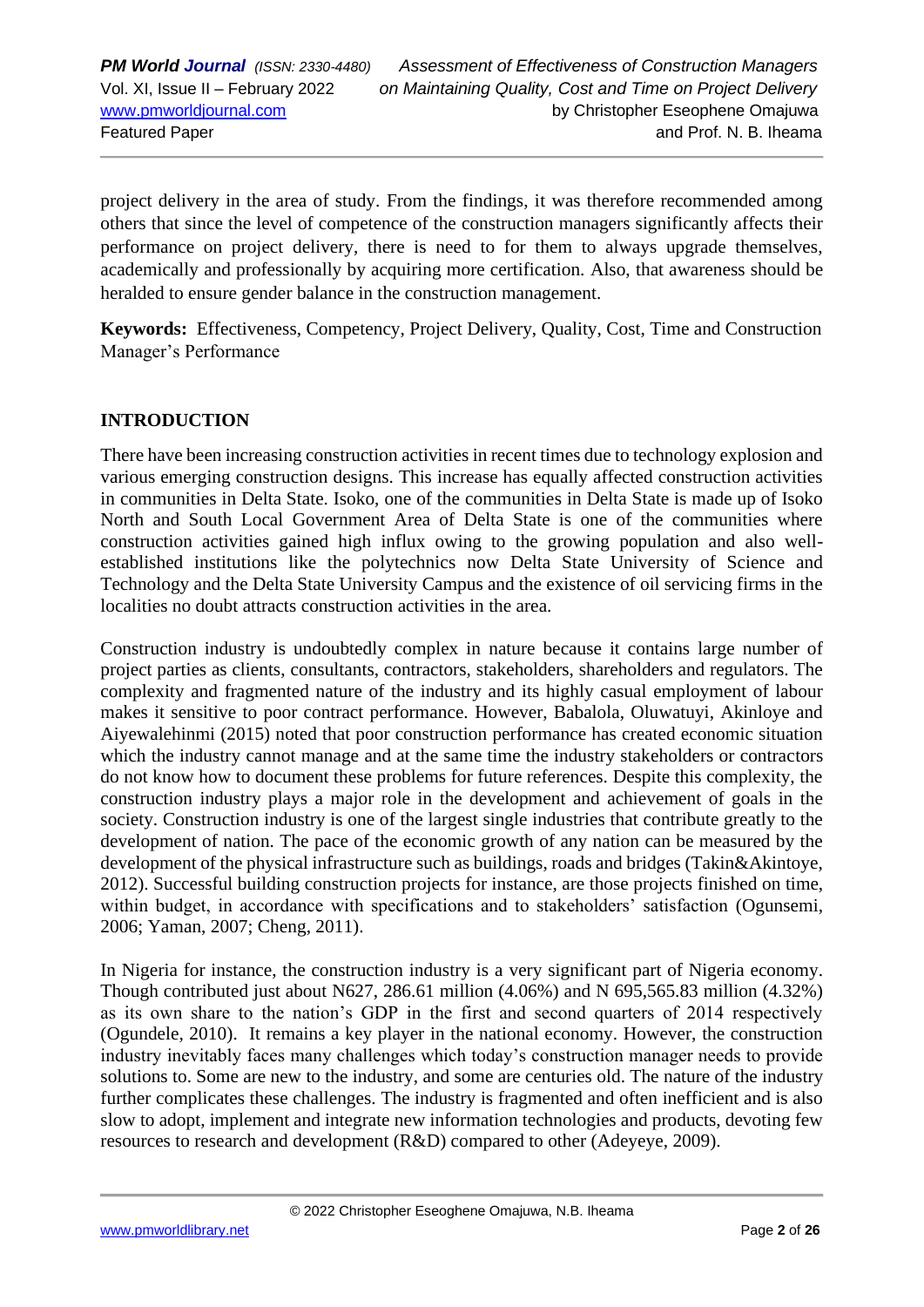project delivery in the area of study. From the findings, it was therefore recommended among others that since the level of competence of the construction managers significantly affects their performance on project delivery, there is need to for them to always upgrade themselves, academically and professionally by acquiring more certification. Also, that awareness should be heralded to ensure gender balance in the construction management.

**Keywords:** Effectiveness, Competency, Project Delivery, Quality, Cost, Time and Construction Manager's Performance

## INTRODUCTION

There have been increasing construction activities in recent times due to technology explosion and various emerging construction designs. This increase has equally affected construction activities in communities in Delta State. Isoko, one of the communities in Delta State is made up of Isoko North and South Local Government Area of Delta State is one of the communities where construction activities gained high influx owing to the growing population and also well-established institutions like the polytechnics now Delta State University of Science and Technology and the Delta State University Campus and the existence of oil servicing firms in the localities no doubt attracts construction activities in the area.

Construction industry is undoubtedly complex in nature because it contains large number of project parties as clients, consultants, contractors, stakeholders, shareholders and regulators. The complexity and fragmented nature of the industry and its highly casual employment of labour makes it sensitive to poor contract performance. However, Babalola, Oluwatuyi, Akinloye and Aiyewalehinmi (2015) noted that poor construction performance has created economic situation which the industry cannot manage and at the same time the industry stakeholders or contractors do not know how to document these problems for future references. Despite this complexity, the construction industry plays a major role in the development and achievement of goals in the society. Construction industry is one of the largest single industries that contribute greatly to the development of nation. The pace of the economic growth of any nation can be measured by the development of the physical infrastructure such as buildings, roads and bridges (Takin&Akintoye, 2012). Successful building construction projects for instance, are those projects finished on time, within budget, in accordance with specifications and to stakeholders' satisfaction (Ogunsemi, 2006; Yaman, 2007; Cheng, 2011).

In Nigeria for instance, the construction industry is a very significant part of Nigeria economy. Though contributed just about N627, 286.61 million (4.06%) and N 695,565.83 million (4.32%) as its own share to the nation's GDP in the first and second quarters of 2014 respectively (Ogundele, 2010). It remains a key player in the national economy. However, the construction industry inevitably faces many challenges which today's construction manager needs to provide solutions to. Some are new to the industry, and some are centuries old. The nature of the industry further complicates these challenges. The industry is fragmented and often inefficient and is also slow to adopt, implement and integrate new information technologies and products, devoting few resources to research and development (R&D) compared to other (Adeyeye, 2009).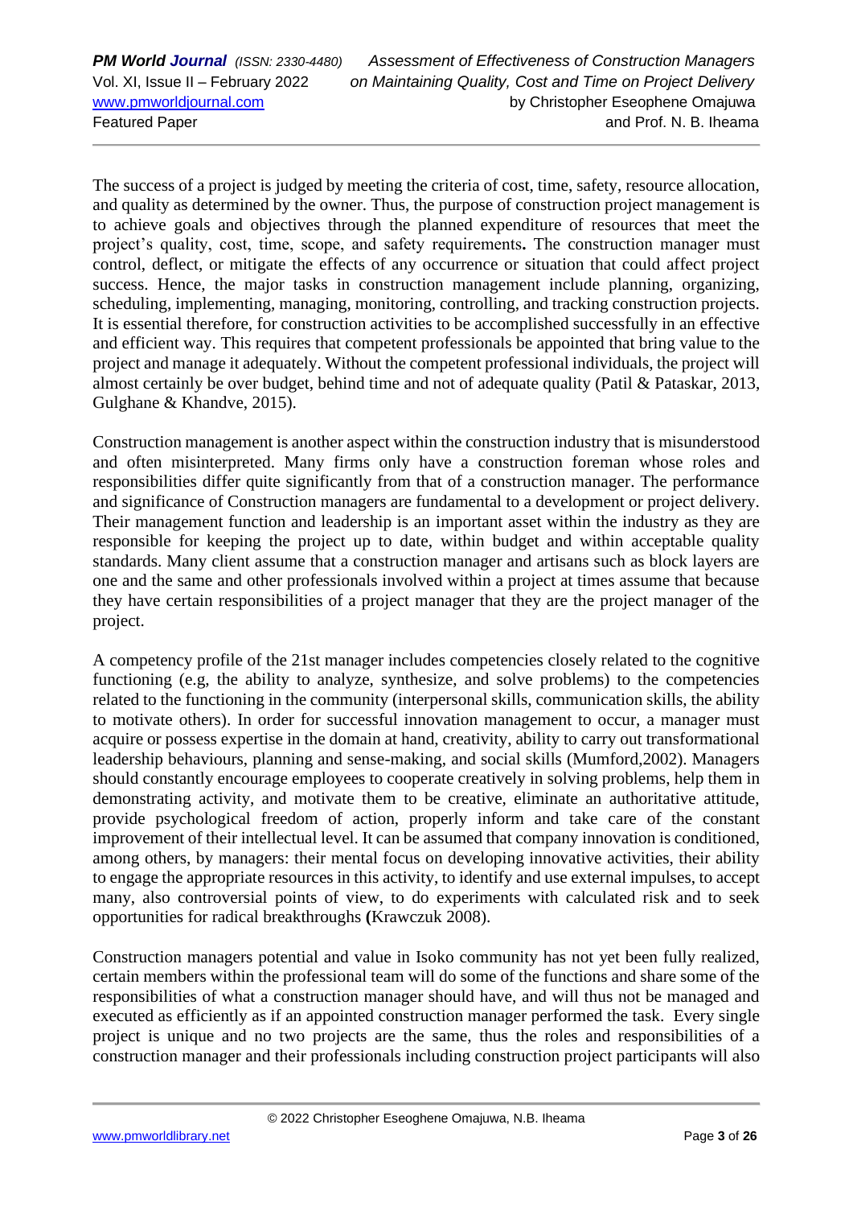The success of a project is judged by meeting the criteria of cost, time, safety, resource allocation, and quality as determined by the owner. Thus, the purpose of construction project management is to achieve goals and objectives through the planned expenditure of resources that meet the project's quality, cost, time, scope, and safety requirements**.** The construction manager must control, deflect, or mitigate the effects of any occurrence or situation that could affect project success. Hence, the major tasks in construction management include planning, organizing, scheduling, implementing, managing, monitoring, controlling, and tracking construction projects. It is essential therefore, for construction activities to be accomplished successfully in an effective and efficient way. This requires that competent professionals be appointed that bring value to the project and manage it adequately. Without the competent professional individuals, the project will almost certainly be over budget, behind time and not of adequate quality (Patil & Pataskar, 2013, Gulghane & Khandve, 2015).

Construction management is another aspect within the construction industry that is misunderstood and often misinterpreted. Many firms only have a construction foreman whose roles and responsibilities differ quite significantly from that of a construction manager. The performance and significance of Construction managers are fundamental to a development or project delivery. Their management function and leadership is an important asset within the industry as they are responsible for keeping the project up to date, within budget and within acceptable quality standards. Many client assume that a construction manager and artisans such as block layers are one and the same and other professionals involved within a project at times assume that because they have certain responsibilities of a project manager that they are the project manager of the project.

A competency profile of the 21st manager includes competencies closely related to the cognitive functioning (e.g, the ability to analyze, synthesize, and solve problems) to the competencies related to the functioning in the community (interpersonal skills, communication skills, the ability to motivate others). In order for successful innovation management to occur, a manager must acquire or possess expertise in the domain at hand, creativity, ability to carry out transformational leadership behaviours, planning and sense-making, and social skills (Mumford,2002). Managers should constantly encourage employees to cooperate creatively in solving problems, help them in demonstrating activity, and motivate them to be creative, eliminate an authoritative attitude, provide psychological freedom of action, properly inform and take care of the constant improvement of their intellectual level. It can be assumed that company innovation is conditioned, among others, by managers: their mental focus on developing innovative activities, their ability to engage the appropriate resources in this activity, to identify and use external impulses, to accept many, also controversial points of view, to do experiments with calculated risk and to seek opportunities for radical breakthroughs **(**Krawczuk 2008).

Construction managers potential and value in Isoko community has not yet been fully realized, certain members within the professional team will do some of the functions and share some of the responsibilities of what a construction manager should have, and will thus not be managed and executed as efficiently as if an appointed construction manager performed the task. Every single project is unique and no two projects are the same, thus the roles and responsibilities of a construction manager and their professionals including construction project participants will also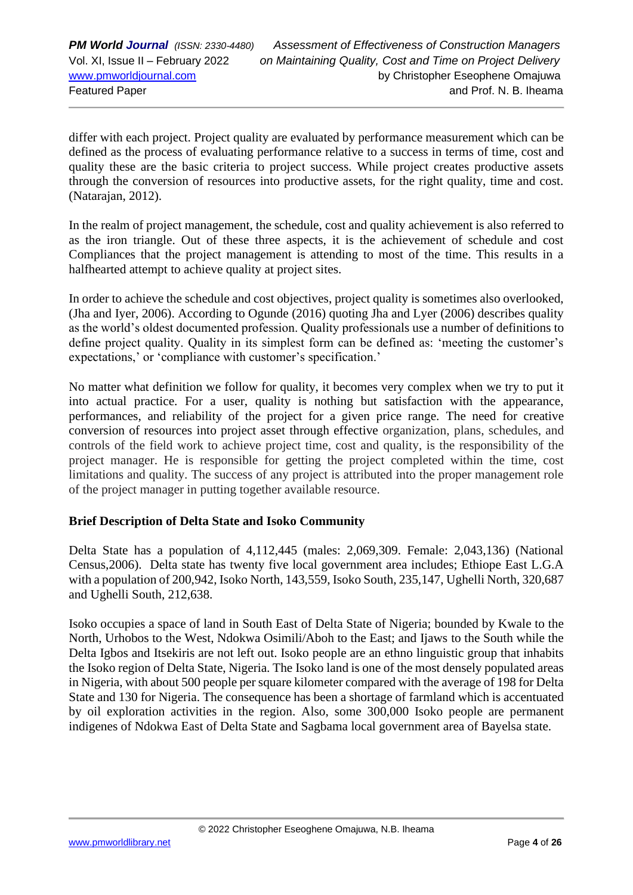differ with each project. Project quality are evaluated by performance measurement which can be defined as the process of evaluating performance relative to a success in terms of time, cost and quality these are the basic criteria to project success. While project creates productive assets through the conversion of resources into productive assets, for the right quality, time and cost. (Natarajan, 2012).

In the realm of project management, the schedule, cost and quality achievement is also referred to as the iron triangle. Out of these three aspects, it is the achievement of schedule and cost Compliances that the project management is attending to most of the time. This results in a halfhearted attempt to achieve quality at project sites.

In order to achieve the schedule and cost objectives, project quality is sometimes also overlooked, (Jha and Iyer, 2006). According to Ogunde (2016) quoting Jha and Lyer (2006) describes quality as the world's oldest documented profession. Quality professionals use a number of definitions to define project quality. Quality in its simplest form can be defined as: 'meeting the customer's expectations,' or 'compliance with customer's specification.'

No matter what definition we follow for quality, it becomes very complex when we try to put it into actual practice. For a user, quality is nothing but satisfaction with the appearance, performances, and reliability of the project for a given price range. The need for creative conversion of resources into project asset through effective organization, plans, schedules, and controls of the field work to achieve project time, cost and quality, is the responsibility of the project manager. He is responsible for getting the project completed within the time, cost limitations and quality. The success of any project is attributed into the proper management role of the project manager in putting together available resource.

**Brief Description of Delta State and Isoko Community**

Delta State has a population of 4,112,445 (males: 2,069,309. Female: 2,043,136) (National Census,2006). Delta state has twenty five local government area includes; Ethiope East L.G.A with a population of 200,942, Isoko North, 143,559, Isoko South, 235,147, Ughelli North, 320,687 and Ughelli South, 212,638.

Isoko occupies a space of land in South East of Delta State of Nigeria; bounded by Kwale to the North, Urhobos to the West, Ndokwa Osimili/Aboh to the East; and Ijaws to the South while the Delta Igbos and Itsekiris are not left out. Isoko people are an ethno linguistic group that inhabits the Isoko region of Delta State, Nigeria. The Isoko land is one of the most densely populated areas in Nigeria, with about 500 people per square kilometer compared with the average of 198 for Delta State and 130 for Nigeria. The consequence has been a shortage of farmland which is accentuated by oil exploration activities in the region. Also, some 300,000 Isoko people are permanent indigenes of Ndokwa East of Delta State and Sagbama local government area of Bayelsa state.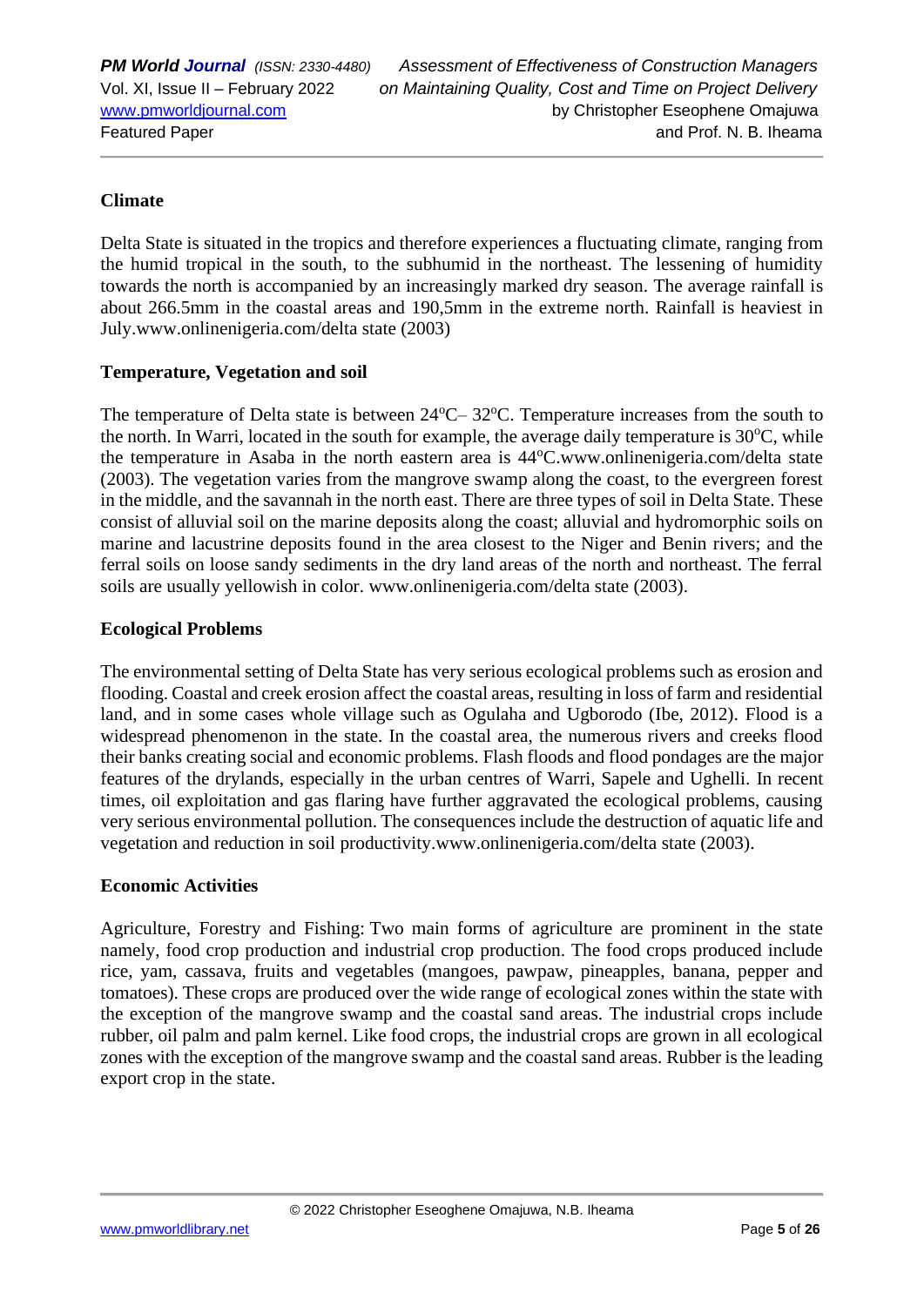## Climate

Delta State is situated in the tropics and therefore experiences a fluctuating climate, ranging from the humid tropical in the south, to the subhumid in the northeast. The lessening of humidity towards the north is accompanied by an increasingly marked dry season. The average rainfall is about 266.5mm in the coastal areas and 190,5mm in the extreme north. Rainfall is heaviest in July.www.onlinenigeria.com/delta state (2003)

## Temperature, Vegetation and soil

The temperature of Delta state is between 24$^o$C– 32$^o$C. Temperature increases from the south to the north. In Warri, located in the south for example, the average daily temperature is 30$^o$C, while the temperature in Asaba in the north eastern area is 44$^o$C.www.onlinenigeria.com/delta state (2003). The vegetation varies from the mangrove swamp along the coast, to the evergreen forest in the middle, and the savannah in the north east. There are three types of soil in Delta State. These consist of alluvial soil on the marine deposits along the coast; alluvial and hydromorphic soils on marine and lacustrine deposits found in the area closest to the Niger and Benin rivers; and the ferral soils on loose sandy sediments in the dry land areas of the north and northeast. The ferral soils are usually yellowish in color. www.onlinenigeria.com/delta state (2003).

## Ecological Problems

The environmental setting of Delta State has very serious ecological problems such as erosion and flooding. Coastal and creek erosion affect the coastal areas, resulting in loss of farm and residential land, and in some cases whole village such as Ogulaha and Ugborodo (Ibe, 2012). Flood is a widespread phenomenon in the state. In the coastal area, the numerous rivers and creeks flood their banks creating social and economic problems. Flash floods and flood pondages are the major features of the drylands, especially in the urban centres of Warri, Sapele and Ughelli. In recent times, oil exploitation and gas flaring have further aggravated the ecological problems, causing very serious environmental pollution. The consequences include the destruction of aquatic life and vegetation and reduction in soil productivity.www.onlinenigeria.com/delta state (2003).

## Economic Activities

Agriculture, Forestry and Fishing: Two main forms of agriculture are prominent in the state namely, food crop production and industrial crop production. The food crops produced include rice, yam, cassava, fruits and vegetables (mangoes, pawpaw, pineapples, banana, pepper and tomatoes). These crops are produced over the wide range of ecological zones within the state with the exception of the mangrove swamp and the coastal sand areas. The industrial crops include rubber, oil palm and palm kernel. Like food crops, the industrial crops are grown in all ecological zones with the exception of the mangrove swamp and the coastal sand areas. Rubber is the leading export crop in the state.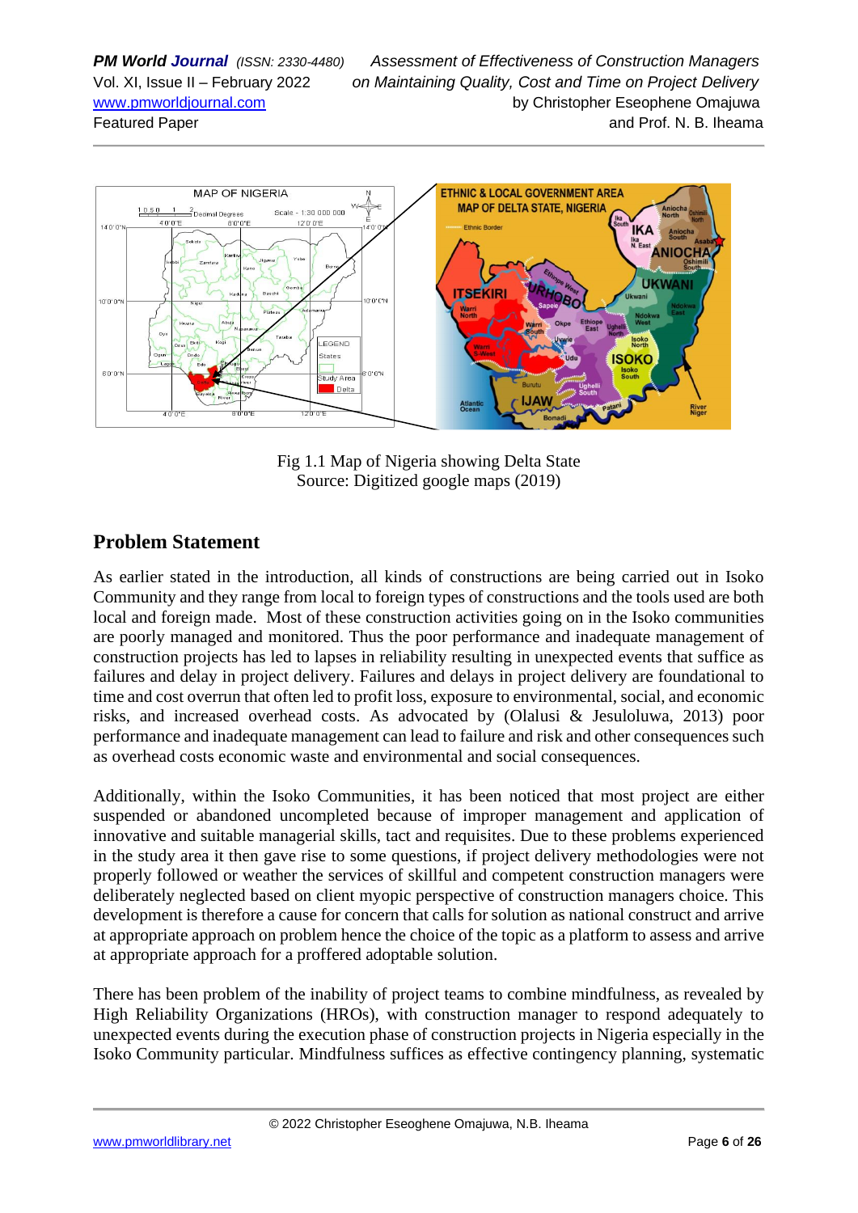Fig 1.1 Map of Nigeria showing Delta State
Source: Digitized google maps (2019)

## Problem Statement

As earlier stated in the introduction, all kinds of constructions are being carried out in Isoko Community and they range from local to foreign types of constructions and the tools used are both local and foreign made. Most of these construction activities going on in the Isoko communities are poorly managed and monitored. Thus the poor performance and inadequate management of construction projects has led to lapses in reliability resulting in unexpected events that suffice as failures and delay in project delivery. Failures and delays in project delivery are foundational to time and cost overrun that often led to profit loss, exposure to environmental, social, and economic risks, and increased overhead costs. As advocated by (Olalusi & Jesuloluwa, 2013) poor performance and inadequate management can lead to failure and risk and other consequences such as overhead costs economic waste and environmental and social consequences.

Additionally, within the Isoko Communities, it has been noticed that most project are either suspended or abandoned uncompleted because of improper management and application of innovative and suitable managerial skills, tact and requisites. Due to these problems experienced in the study area it then gave rise to some questions, if project delivery methodologies were not properly followed or weather the services of skillful and competent construction managers were deliberately neglected based on client myopic perspective of construction managers choice. This development is therefore a cause for concern that calls for solution as national construct and arrive at appropriate approach on problem hence the choice of the topic as a platform to assess and arrive at appropriate approach for a proffered adoptable solution.

There has been problem of the inability of project teams to combine mindfulness, as revealed by High Reliability Organizations (HROs), with construction manager to respond adequately to unexpected events during the execution phase of construction projects in Nigeria especially in the Isoko Community particular. Mindfulness suffices as effective contingency planning, systematic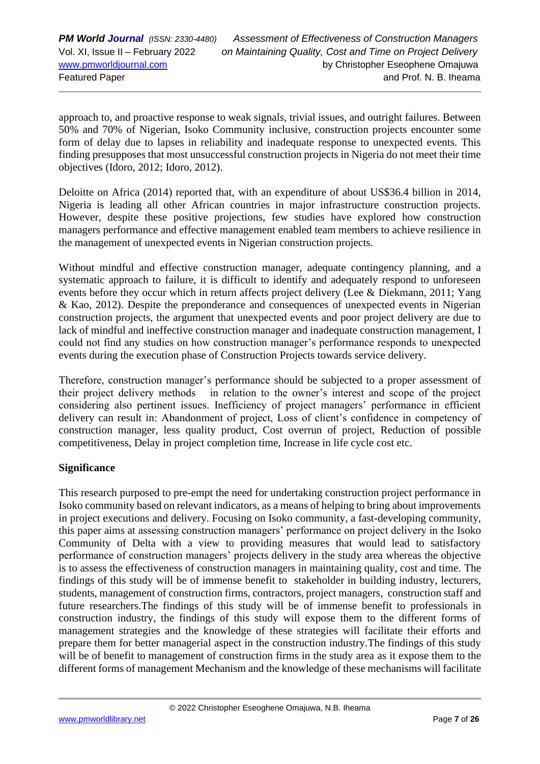approach to, and proactive response to weak signals, trivial issues, and outright failures. Between 50% and 70% of Nigerian, Isoko Community inclusive, construction projects encounter some form of delay due to lapses in reliability and inadequate response to unexpected events. This finding presupposes that most unsuccessful construction projects in Nigeria do not meet their time objectives (Idoro, 2012; Idoro, 2012).

Deloitte on Africa (2014) reported that, with an expenditure of about US$36.4 billion in 2014, Nigeria is leading all other African countries in major infrastructure construction projects. However, despite these positive projections, few studies have explored how construction managers performance and effective management enabled team members to achieve resilience in the management of unexpected events in Nigerian construction projects.

Without mindful and effective construction manager, adequate contingency planning, and a systematic approach to failure, it is difficult to identify and adequately respond to unforeseen events before they occur which in return affects project delivery (Lee & Diekmann, 2011; Yang & Kao, 2012). Despite the preponderance and consequences of unexpected events in Nigerian construction projects, the argument that unexpected events and poor project delivery are due to lack of mindful and ineffective construction manager and inadequate construction management, I could not find any studies on how construction manager's performance responds to unexpected events during the execution phase of Construction Projects towards service delivery.

Therefore, construction manager's performance should be subjected to a proper assessment of their project delivery methods in relation to the owner's interest and scope of the project considering also pertinent issues. Inefficiency of project managers' performance in efficient delivery can result in: Abandonment of project, Loss of client's confidence in competency of construction manager, less quality product, Cost overrun of project, Reduction of possible competitiveness, Delay in project completion time, Increase in life cycle cost etc.

**Significance**

This research purposed to pre-empt the need for undertaking construction project performance in Isoko community based on relevant indicators, as a means of helping to bring about improvements in project executions and delivery. Focusing on Isoko community, a fast-developing community, this paper aims at assessing construction managers' performance on project delivery in the Isoko Community of Delta with a view to providing measures that would lead to satisfactory performance of construction managers' projects delivery in the study area whereas the objective is to assess the effectiveness of construction managers in maintaining quality, cost and time. The findings of this study will be of immense benefit to stakeholder in building industry, lecturers, students, management of construction firms, contractors, project managers, construction staff and future researchers.The findings of this study will be of immense benefit to professionals in construction industry, the findings of this study will expose them to the different forms of management strategies and the knowledge of these strategies will facilitate their efforts and prepare them for better managerial aspect in the construction industry.The findings of this study will be of benefit to management of construction firms in the study area as it expose them to the different forms of management Mechanism and the knowledge of these mechanisms will facilitate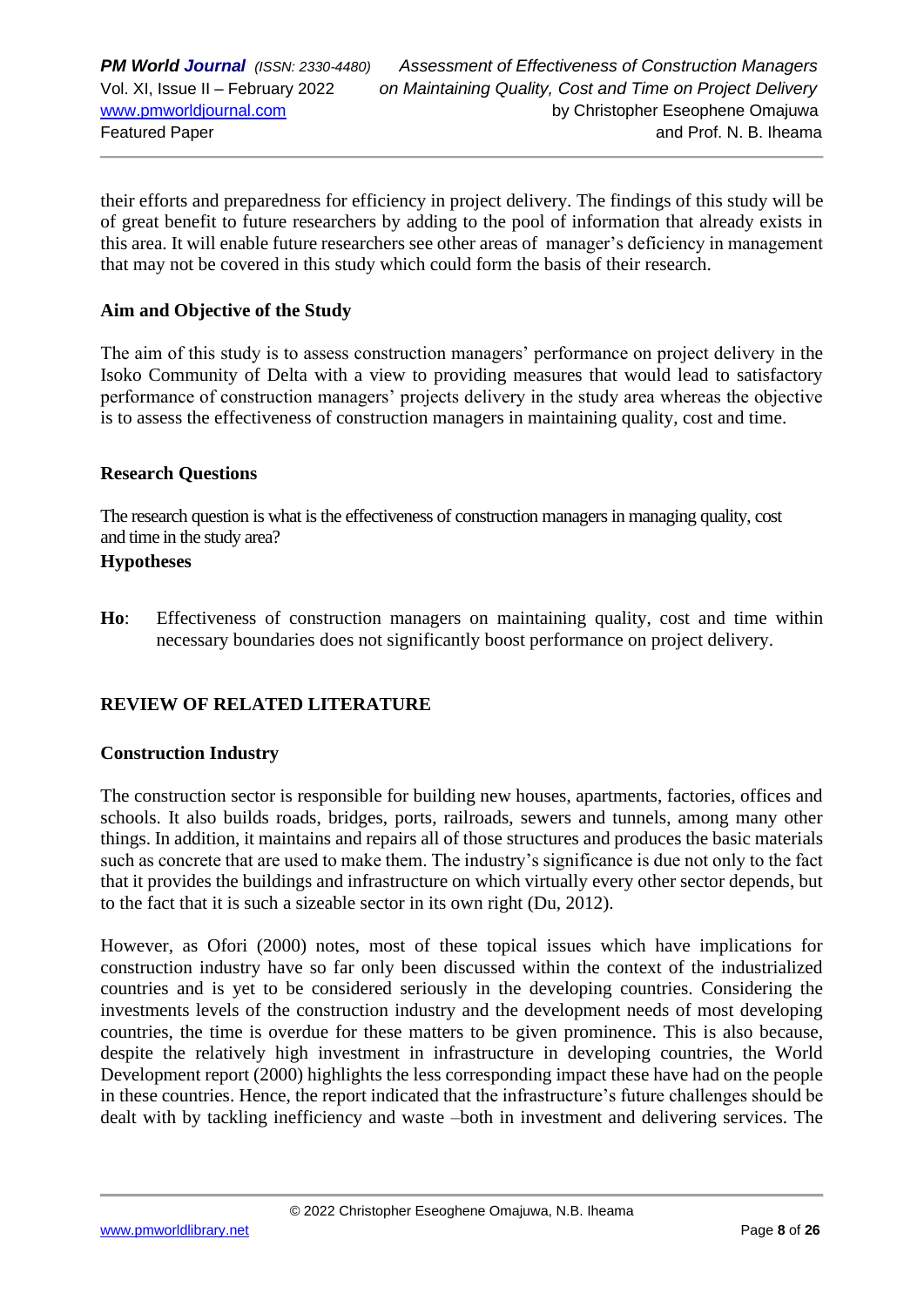their efforts and preparedness for efficiency in project delivery. The findings of this study will be of great benefit to future researchers by adding to the pool of information that already exists in this area. It will enable future researchers see other areas of manager's deficiency in management that may not be covered in this study which could form the basis of their research.

### Aim and Objective of the Study

The aim of this study is to assess construction managers' performance on project delivery in the Isoko Community of Delta with a view to providing measures that would lead to satisfactory performance of construction managers' projects delivery in the study area whereas the objective is to assess the effectiveness of construction managers in maintaining quality, cost and time.

### Research Questions

The research question is what is the effectiveness of construction managers in managing quality, cost and time in the study area?

### Hypotheses

**Ho**: Effectiveness of construction managers on maintaining quality, cost and time within necessary boundaries does not significantly boost performance on project delivery.

## REVIEW OF RELATED LITERATURE

### Construction Industry

The construction sector is responsible for building new houses, apartments, factories, offices and schools. It also builds roads, bridges, ports, railroads, sewers and tunnels, among many other things. In addition, it maintains and repairs all of those structures and produces the basic materials such as concrete that are used to make them. The industry's significance is due not only to the fact that it provides the buildings and infrastructure on which virtually every other sector depends, but to the fact that it is such a sizeable sector in its own right (Du, 2012).

However, as Ofori (2000) notes, most of these topical issues which have implications for construction industry have so far only been discussed within the context of the industrialized countries and is yet to be considered seriously in the developing countries. Considering the investments levels of the construction industry and the development needs of most developing countries, the time is overdue for these matters to be given prominence. This is also because, despite the relatively high investment in infrastructure in developing countries, the World Development report (2000) highlights the less corresponding impact these have had on the people in these countries. Hence, the report indicated that the infrastructure's future challenges should be dealt with by tackling inefficiency and waste –both in investment and delivering services. The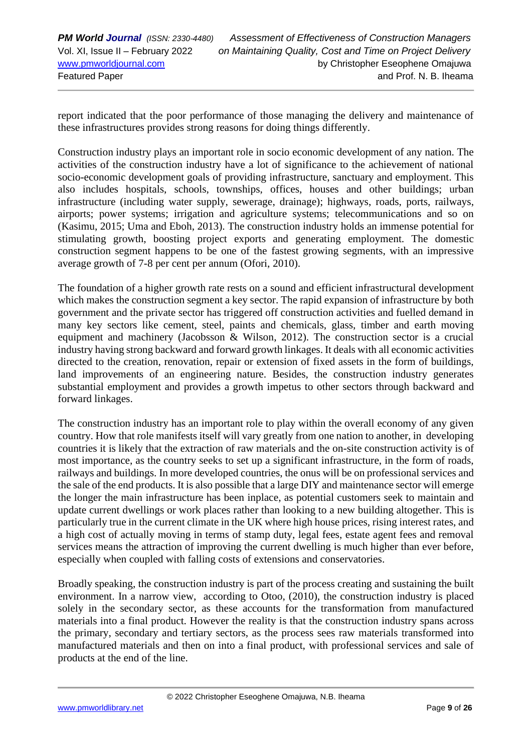report indicated that the poor performance of those managing the delivery and maintenance of these infrastructures provides strong reasons for doing things differently.

Construction industry plays an important role in socio economic development of any nation. The activities of the construction industry have a lot of significance to the achievement of national socio-economic development goals of providing infrastructure, sanctuary and employment. This also includes hospitals, schools, townships, offices, houses and other buildings; urban infrastructure (including water supply, sewerage, drainage); highways, roads, ports, railways, airports; power systems; irrigation and agriculture systems; telecommunications and so on (Kasimu, 2015; Uma and Eboh, 2013). The construction industry holds an immense potential for stimulating growth, boosting project exports and generating employment. The domestic construction segment happens to be one of the fastest growing segments, with an impressive average growth of 7-8 per cent per annum (Ofori, 2010).

The foundation of a higher growth rate rests on a sound and efficient infrastructural development which makes the construction segment a key sector. The rapid expansion of infrastructure by both government and the private sector has triggered off construction activities and fuelled demand in many key sectors like cement, steel, paints and chemicals, glass, timber and earth moving equipment and machinery (Jacobsson & Wilson, 2012). The construction sector is a crucial industry having strong backward and forward growth linkages. It deals with all economic activities directed to the creation, renovation, repair or extension of fixed assets in the form of buildings, land improvements of an engineering nature. Besides, the construction industry generates substantial employment and provides a growth impetus to other sectors through backward and forward linkages.

The construction industry has an important role to play within the overall economy of any given country. How that role manifests itself will vary greatly from one nation to another, in developing countries it is likely that the extraction of raw materials and the on-site construction activity is of most importance, as the country seeks to set up a significant infrastructure, in the form of roads, railways and buildings. In more developed countries, the onus will be on professional services and the sale of the end products. It is also possible that a large DIY and maintenance sector will emerge the longer the main infrastructure has been inplace, as potential customers seek to maintain and update current dwellings or work places rather than looking to a new building altogether. This is particularly true in the current climate in the UK where high house prices, rising interest rates, and a high cost of actually moving in terms of stamp duty, legal fees, estate agent fees and removal services means the attraction of improving the current dwelling is much higher than ever before, especially when coupled with falling costs of extensions and conservatories.

Broadly speaking, the construction industry is part of the process creating and sustaining the built environment. In a narrow view, according to Otoo, (2010), the construction industry is placed solely in the secondary sector, as these accounts for the transformation from manufactured materials into a final product. However the reality is that the construction industry spans across the primary, secondary and tertiary sectors, as the process sees raw materials transformed into manufactured materials and then on into a final product, with professional services and sale of products at the end of the line.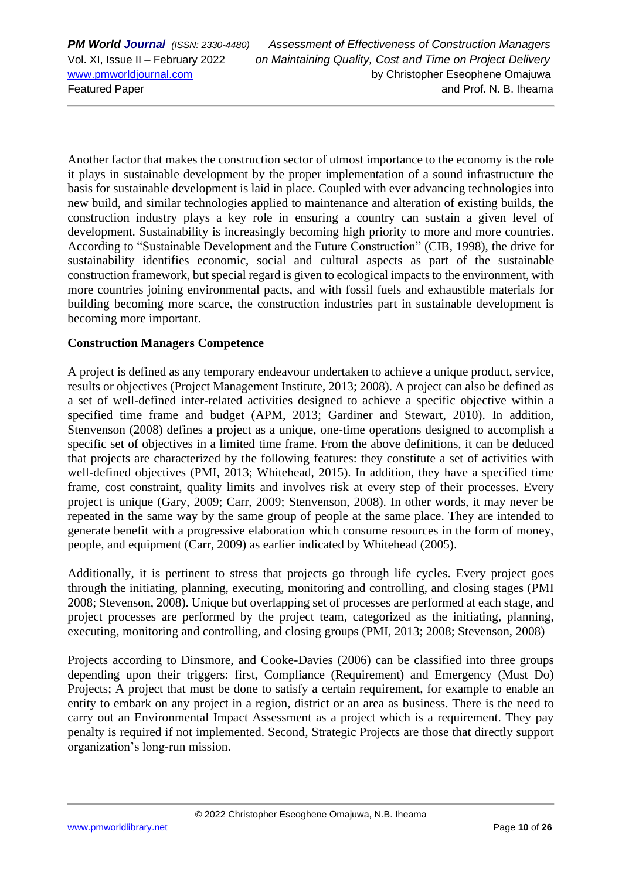Another factor that makes the construction sector of utmost importance to the economy is the role it plays in sustainable development by the proper implementation of a sound infrastructure the basis for sustainable development is laid in place. Coupled with ever advancing technologies into new build, and similar technologies applied to maintenance and alteration of existing builds, the construction industry plays a key role in ensuring a country can sustain a given level of development. Sustainability is increasingly becoming high priority to more and more countries. According to "Sustainable Development and the Future Construction" (CIB, 1998), the drive for sustainability identifies economic, social and cultural aspects as part of the sustainable construction framework, but special regard is given to ecological impacts to the environment, with more countries joining environmental pacts, and with fossil fuels and exhaustible materials for building becoming more scarce, the construction industries part in sustainable development is becoming more important.

**Construction Managers Competence**

A project is defined as any temporary endeavour undertaken to achieve a unique product, service, results or objectives (Project Management Institute, 2013; 2008). A project can also be defined as a set of well-defined inter-related activities designed to achieve a specific objective within a specified time frame and budget (APM, 2013; Gardiner and Stewart, 2010). In addition, Stenvenson (2008) defines a project as a unique, one-time operations designed to accomplish a specific set of objectives in a limited time frame. From the above definitions, it can be deduced that projects are characterized by the following features: they constitute a set of activities with well-defined objectives (PMI, 2013; Whitehead, 2015). In addition, they have a specified time frame, cost constraint, quality limits and involves risk at every step of their processes. Every project is unique (Gary, 2009; Carr, 2009; Stenvenson, 2008). In other words, it may never be repeated in the same way by the same group of people at the same place. They are intended to generate benefit with a progressive elaboration which consume resources in the form of money, people, and equipment (Carr, 2009) as earlier indicated by Whitehead (2005).

Additionally, it is pertinent to stress that projects go through life cycles. Every project goes through the initiating, planning, executing, monitoring and controlling, and closing stages (PMI 2008; Stevenson, 2008). Unique but overlapping set of processes are performed at each stage, and project processes are performed by the project team, categorized as the initiating, planning, executing, monitoring and controlling, and closing groups (PMI, 2013; 2008; Stevenson, 2008)

Projects according to Dinsmore, and Cooke-Davies (2006) can be classified into three groups depending upon their triggers: first, Compliance (Requirement) and Emergency (Must Do) Projects; A project that must be done to satisfy a certain requirement, for example to enable an entity to embark on any project in a region, district or an area as business. There is the need to carry out an Environmental Impact Assessment as a project which is a requirement. They pay penalty is required if not implemented. Second, Strategic Projects are those that directly support organization's long-run mission.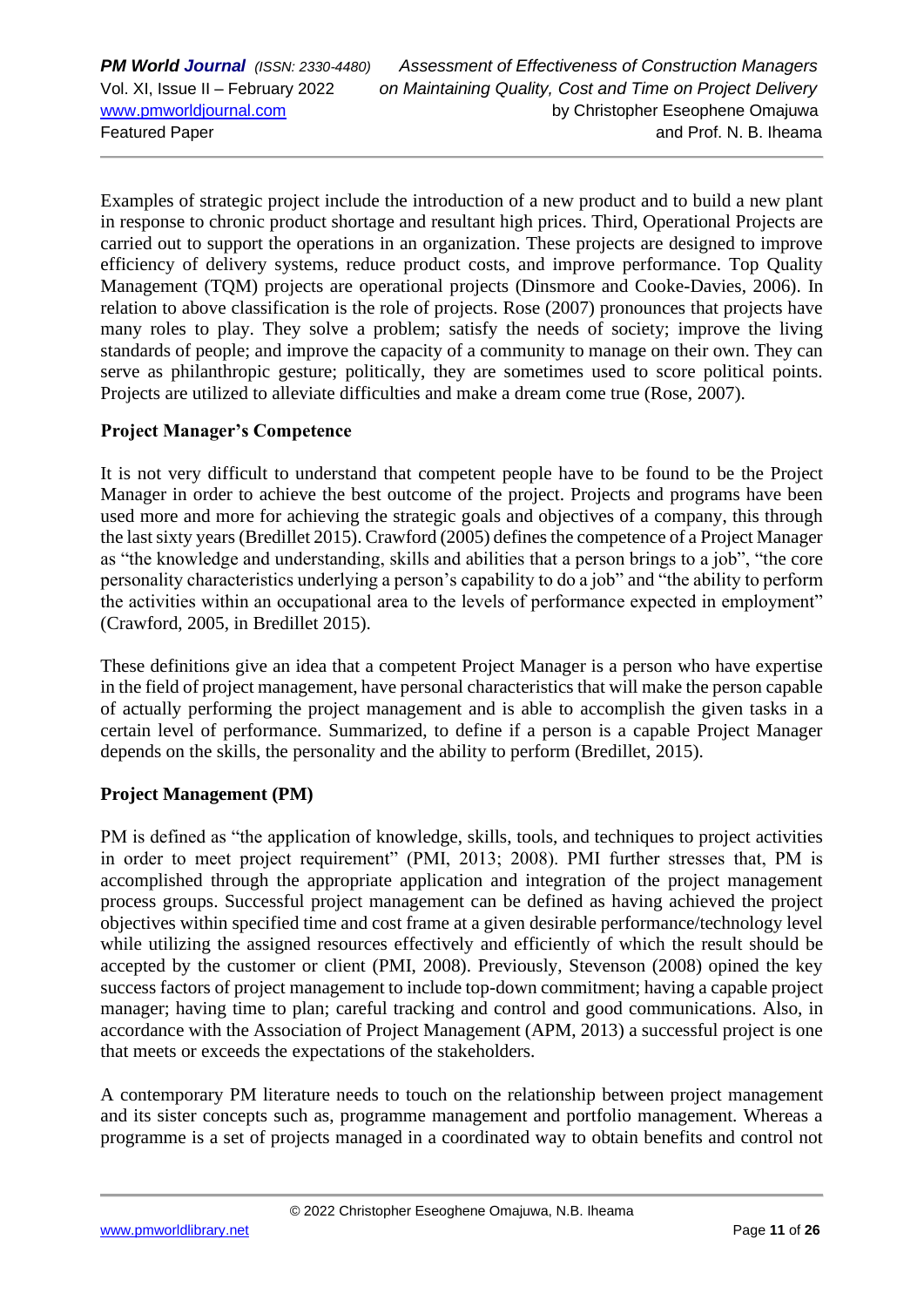Examples of strategic project include the introduction of a new product and to build a new plant in response to chronic product shortage and resultant high prices. Third, Operational Projects are carried out to support the operations in an organization. These projects are designed to improve efficiency of delivery systems, reduce product costs, and improve performance. Top Quality Management (TQM) projects are operational projects (Dinsmore and Cooke-Davies, 2006). In relation to above classification is the role of projects. Rose (2007) pronounces that projects have many roles to play. They solve a problem; satisfy the needs of society; improve the living standards of people; and improve the capacity of a community to manage on their own. They can serve as philanthropic gesture; politically, they are sometimes used to score political points. Projects are utilized to alleviate difficulties and make a dream come true (Rose, 2007).

**Project Manager's Competence**

It is not very difficult to understand that competent people have to be found to be the Project Manager in order to achieve the best outcome of the project. Projects and programs have been used more and more for achieving the strategic goals and objectives of a company, this through the last sixty years (Bredillet 2015). Crawford (2005) defines the competence of a Project Manager as "the knowledge and understanding, skills and abilities that a person brings to a job", "the core personality characteristics underlying a person's capability to do a job" and "the ability to perform the activities within an occupational area to the levels of performance expected in employment" (Crawford, 2005, in Bredillet 2015).

These definitions give an idea that a competent Project Manager is a person who have expertise in the field of project management, have personal characteristics that will make the person capable of actually performing the project management and is able to accomplish the given tasks in a certain level of performance. Summarized, to define if a person is a capable Project Manager depends on the skills, the personality and the ability to perform (Bredillet, 2015).

**Project Management (PM)**

PM is defined as "the application of knowledge, skills, tools, and techniques to project activities in order to meet project requirement" (PMI, 2013; 2008). PMI further stresses that, PM is accomplished through the appropriate application and integration of the project management process groups. Successful project management can be defined as having achieved the project objectives within specified time and cost frame at a given desirable performance/technology level while utilizing the assigned resources effectively and efficiently of which the result should be accepted by the customer or client (PMI, 2008). Previously, Stevenson (2008) opined the key success factors of project management to include top-down commitment; having a capable project manager; having time to plan; careful tracking and control and good communications. Also, in accordance with the Association of Project Management (APM, 2013) a successful project is one that meets or exceeds the expectations of the stakeholders.

A contemporary PM literature needs to touch on the relationship between project management and its sister concepts such as, programme management and portfolio management. Whereas a programme is a set of projects managed in a coordinated way to obtain benefits and control not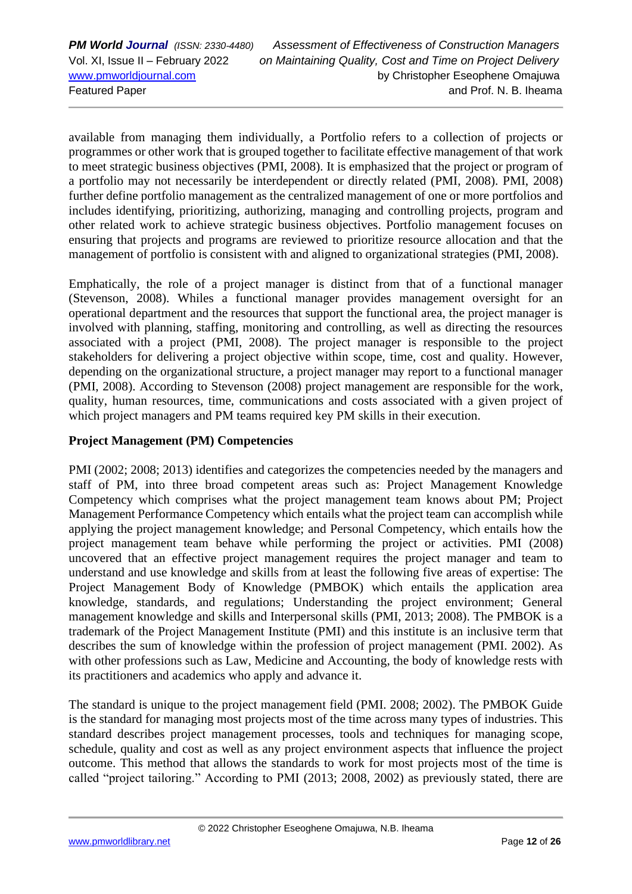available from managing them individually, a Portfolio refers to a collection of projects or programmes or other work that is grouped together to facilitate effective management of that work to meet strategic business objectives (PMI, 2008). It is emphasized that the project or program of a portfolio may not necessarily be interdependent or directly related (PMI, 2008). PMI, 2008) further define portfolio management as the centralized management of one or more portfolios and includes identifying, prioritizing, authorizing, managing and controlling projects, program and other related work to achieve strategic business objectives. Portfolio management focuses on ensuring that projects and programs are reviewed to prioritize resource allocation and that the management of portfolio is consistent with and aligned to organizational strategies (PMI, 2008).

Emphatically, the role of a project manager is distinct from that of a functional manager (Stevenson, 2008). Whiles a functional manager provides management oversight for an operational department and the resources that support the functional area, the project manager is involved with planning, staffing, monitoring and controlling, as well as directing the resources associated with a project (PMI, 2008). The project manager is responsible to the project stakeholders for delivering a project objective within scope, time, cost and quality. However, depending on the organizational structure, a project manager may report to a functional manager (PMI, 2008). According to Stevenson (2008) project management are responsible for the work, quality, human resources, time, communications and costs associated with a given project of which project managers and PM teams required key PM skills in their execution.

**Project Management (PM) Competencies**

PMI (2002; 2008; 2013) identifies and categorizes the competencies needed by the managers and staff of PM, into three broad competent areas such as: Project Management Knowledge Competency which comprises what the project management team knows about PM; Project Management Performance Competency which entails what the project team can accomplish while applying the project management knowledge; and Personal Competency, which entails how the project management team behave while performing the project or activities. PMI (2008) uncovered that an effective project management requires the project manager and team to understand and use knowledge and skills from at least the following five areas of expertise: The Project Management Body of Knowledge (PMBOK) which entails the application area knowledge, standards, and regulations; Understanding the project environment; General management knowledge and skills and Interpersonal skills (PMI, 2013; 2008). The PMBOK is a trademark of the Project Management Institute (PMI) and this institute is an inclusive term that describes the sum of knowledge within the profession of project management (PMI. 2002). As with other professions such as Law, Medicine and Accounting, the body of knowledge rests with its practitioners and academics who apply and advance it.

The standard is unique to the project management field (PMI. 2008; 2002). The PMBOK Guide is the standard for managing most projects most of the time across many types of industries. This standard describes project management processes, tools and techniques for managing scope, schedule, quality and cost as well as any project environment aspects that influence the project outcome. This method that allows the standards to work for most projects most of the time is called "project tailoring." According to PMI (2013; 2008, 2002) as previously stated, there are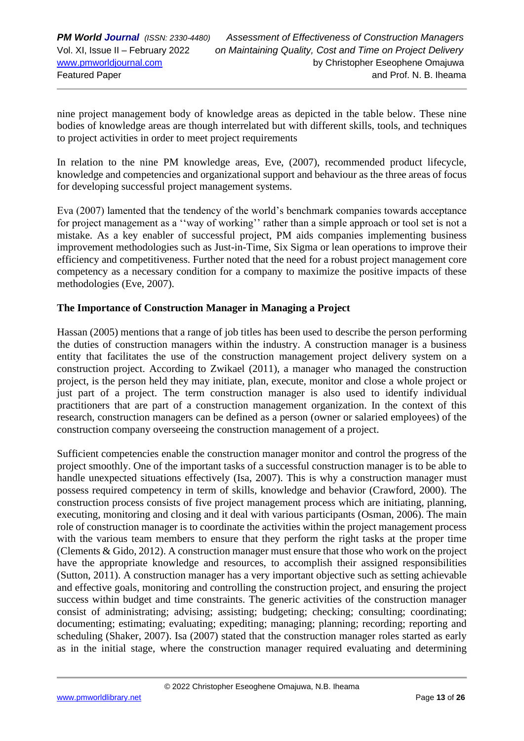nine project management body of knowledge areas as depicted in the table below. These nine bodies of knowledge areas are though interrelated but with different skills, tools, and techniques to project activities in order to meet project requirements

In relation to the nine PM knowledge areas, Eve, (2007), recommended product lifecycle, knowledge and competencies and organizational support and behaviour as the three areas of focus for developing successful project management systems.

Eva (2007) lamented that the tendency of the world's benchmark companies towards acceptance for project management as a ''way of working'' rather than a simple approach or tool set is not a mistake. As a key enabler of successful project, PM aids companies implementing business improvement methodologies such as Just-in-Time, Six Sigma or lean operations to improve their efficiency and competitiveness. Further noted that the need for a robust project management core competency as a necessary condition for a company to maximize the positive impacts of these methodologies (Eve, 2007).

**The Importance of Construction Manager in Managing a Project**

Hassan (2005) mentions that a range of job titles has been used to describe the person performing the duties of construction managers within the industry. A construction manager is a business entity that facilitates the use of the construction management project delivery system on a construction project. According to Zwikael (2011), a manager who managed the construction project, is the person held they may initiate, plan, execute, monitor and close a whole project or just part of a project. The term construction manager is also used to identify individual practitioners that are part of a construction management organization. In the context of this research, construction managers can be defined as a person (owner or salaried employees) of the construction company overseeing the construction management of a project.

Sufficient competencies enable the construction manager monitor and control the progress of the project smoothly. One of the important tasks of a successful construction manager is to be able to handle unexpected situations effectively (Isa, 2007). This is why a construction manager must possess required competency in term of skills, knowledge and behavior (Crawford, 2000). The construction process consists of five project management process which are initiating, planning, executing, monitoring and closing and it deal with various participants (Osman, 2006). The main role of construction manager is to coordinate the activities within the project management process with the various team members to ensure that they perform the right tasks at the proper time (Clements & Gido, 2012). A construction manager must ensure that those who work on the project have the appropriate knowledge and resources, to accomplish their assigned responsibilities (Sutton, 2011). A construction manager has a very important objective such as setting achievable and effective goals, monitoring and controlling the construction project, and ensuring the project success within budget and time constraints. The generic activities of the construction manager consist of administrating; advising; assisting; budgeting; checking; consulting; coordinating; documenting; estimating; evaluating; expediting; managing; planning; recording; reporting and scheduling (Shaker, 2007). Isa (2007) stated that the construction manager roles started as early as in the initial stage, where the construction manager required evaluating and determining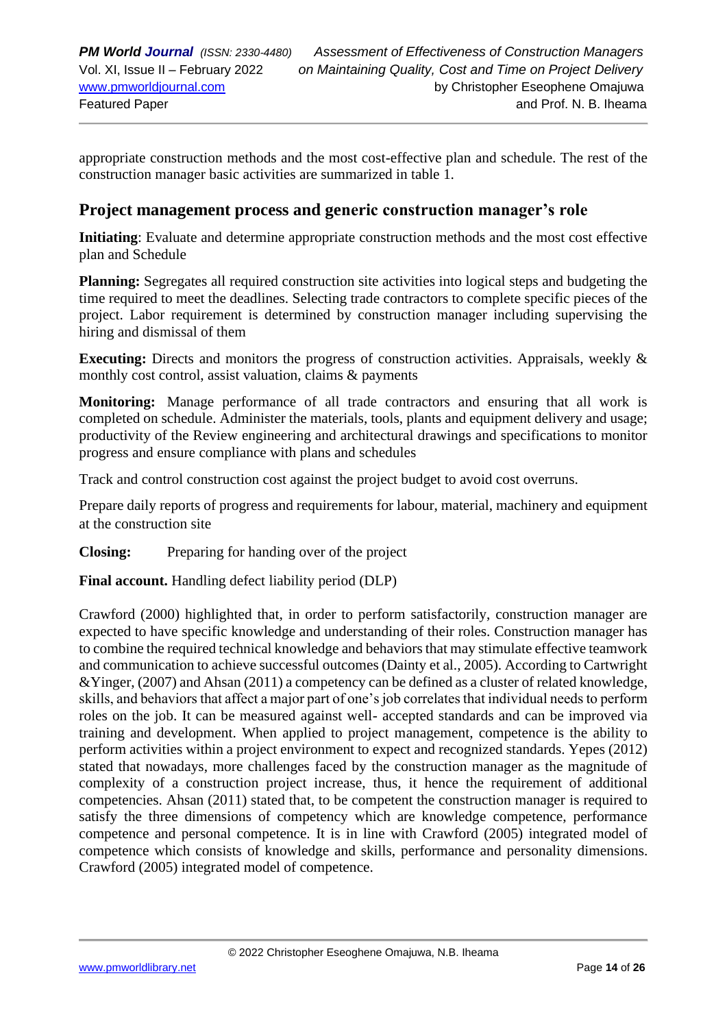appropriate construction methods and the most cost-effective plan and schedule. The rest of the construction manager basic activities are summarized in table 1.

## Project management process and generic construction manager's role

**Initiating**: Evaluate and determine appropriate construction methods and the most cost effective plan and Schedule

**Planning:** Segregates all required construction site activities into logical steps and budgeting the time required to meet the deadlines. Selecting trade contractors to complete specific pieces of the project. Labor requirement is determined by construction manager including supervising the hiring and dismissal of them

**Executing:** Directs and monitors the progress of construction activities. Appraisals, weekly & monthly cost control, assist valuation, claims & payments

**Monitoring:** Manage performance of all trade contractors and ensuring that all work is completed on schedule. Administer the materials, tools, plants and equipment delivery and usage; productivity of the Review engineering and architectural drawings and specifications to monitor progress and ensure compliance with plans and schedules

Track and control construction cost against the project budget to avoid cost overruns.

Prepare daily reports of progress and requirements for labour, material, machinery and equipment at the construction site

**Closing:** Preparing for handing over of the project

**Final account.** Handling defect liability period (DLP)

Crawford (2000) highlighted that, in order to perform satisfactorily, construction manager are expected to have specific knowledge and understanding of their roles. Construction manager has to combine the required technical knowledge and behaviors that may stimulate effective teamwork and communication to achieve successful outcomes (Dainty et al., 2005). According to Cartwright &Yinger, (2007) and Ahsan (2011) a competency can be defined as a cluster of related knowledge, skills, and behaviors that affect a major part of one's job correlates that individual needs to perform roles on the job. It can be measured against well- accepted standards and can be improved via training and development. When applied to project management, competence is the ability to perform activities within a project environment to expect and recognized standards. Yepes (2012) stated that nowadays, more challenges faced by the construction manager as the magnitude of complexity of a construction project increase, thus, it hence the requirement of additional competencies. Ahsan (2011) stated that, to be competent the construction manager is required to satisfy the three dimensions of competency which are knowledge competence, performance competence and personal competence. It is in line with Crawford (2005) integrated model of competence which consists of knowledge and skills, performance and personality dimensions. Crawford (2005) integrated model of competence.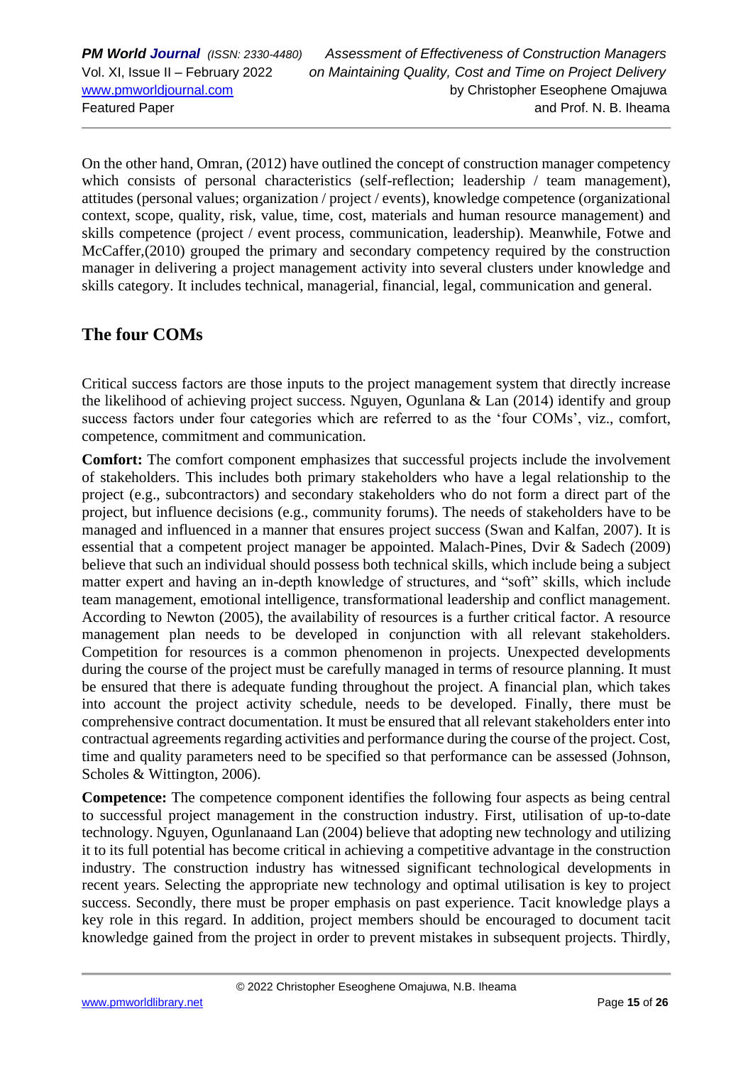On the other hand, Omran, (2012) have outlined the concept of construction manager competency which consists of personal characteristics (self-reflection; leadership / team management), attitudes (personal values; organization / project / events), knowledge competence (organizational context, scope, quality, risk, value, time, cost, materials and human resource management) and skills competence (project / event process, communication, leadership). Meanwhile, Fotwe and McCaffer,(2010) grouped the primary and secondary competency required by the construction manager in delivering a project management activity into several clusters under knowledge and skills category. It includes technical, managerial, financial, legal, communication and general.

## The four COMs

Critical success factors are those inputs to the project management system that directly increase the likelihood of achieving project success. Nguyen, Ogunlana & Lan (2014) identify and group success factors under four categories which are referred to as the 'four COMs', viz., comfort, competence, commitment and communication.

**Comfort:** The comfort component emphasizes that successful projects include the involvement of stakeholders. This includes both primary stakeholders who have a legal relationship to the project (e.g., subcontractors) and secondary stakeholders who do not form a direct part of the project, but influence decisions (e.g., community forums). The needs of stakeholders have to be managed and influenced in a manner that ensures project success (Swan and Kalfan, 2007). It is essential that a competent project manager be appointed. Malach-Pines, Dvir & Sadech (2009) believe that such an individual should possess both technical skills, which include being a subject matter expert and having an in-depth knowledge of structures, and "soft" skills, which include team management, emotional intelligence, transformational leadership and conflict management. According to Newton (2005), the availability of resources is a further critical factor. A resource management plan needs to be developed in conjunction with all relevant stakeholders. Competition for resources is a common phenomenon in projects. Unexpected developments during the course of the project must be carefully managed in terms of resource planning. It must be ensured that there is adequate funding throughout the project. A financial plan, which takes into account the project activity schedule, needs to be developed. Finally, there must be comprehensive contract documentation. It must be ensured that all relevant stakeholders enter into contractual agreements regarding activities and performance during the course of the project. Cost, time and quality parameters need to be specified so that performance can be assessed (Johnson, Scholes & Wittington, 2006).

**Competence:** The competence component identifies the following four aspects as being central to successful project management in the construction industry. First, utilisation of up-to-date technology. Nguyen, Ogunlanaand Lan (2004) believe that adopting new technology and utilizing it to its full potential has become critical in achieving a competitive advantage in the construction industry. The construction industry has witnessed significant technological developments in recent years. Selecting the appropriate new technology and optimal utilisation is key to project success. Secondly, there must be proper emphasis on past experience. Tacit knowledge plays a key role in this regard. In addition, project members should be encouraged to document tacit knowledge gained from the project in order to prevent mistakes in subsequent projects. Thirdly,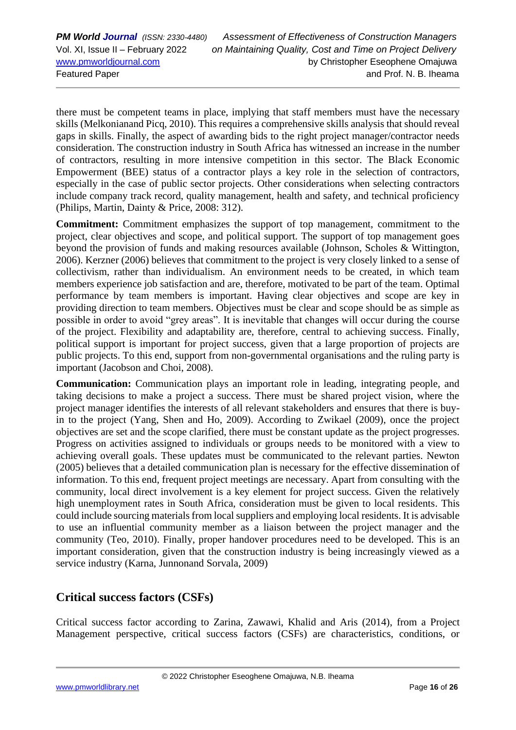there must be competent teams in place, implying that staff members must have the necessary skills (Melkonianand Picq, 2010). This requires a comprehensive skills analysis that should reveal gaps in skills. Finally, the aspect of awarding bids to the right project manager/contractor needs consideration. The construction industry in South Africa has witnessed an increase in the number of contractors, resulting in more intensive competition in this sector. The Black Economic Empowerment (BEE) status of a contractor plays a key role in the selection of contractors, especially in the case of public sector projects. Other considerations when selecting contractors include company track record, quality management, health and safety, and technical proficiency (Philips, Martin, Dainty & Price, 2008: 312).

**Commitment:** Commitment emphasizes the support of top management, commitment to the project, clear objectives and scope, and political support. The support of top management goes beyond the provision of funds and making resources available (Johnson, Scholes & Wittington, 2006). Kerzner (2006) believes that commitment to the project is very closely linked to a sense of collectivism, rather than individualism. An environment needs to be created, in which team members experience job satisfaction and are, therefore, motivated to be part of the team. Optimal performance by team members is important. Having clear objectives and scope are key in providing direction to team members. Objectives must be clear and scope should be as simple as possible in order to avoid "grey areas". It is inevitable that changes will occur during the course of the project. Flexibility and adaptability are, therefore, central to achieving success. Finally, political support is important for project success, given that a large proportion of projects are public projects. To this end, support from non-governmental organisations and the ruling party is important (Jacobson and Choi, 2008).

**Communication:** Communication plays an important role in leading, integrating people, and taking decisions to make a project a success. There must be shared project vision, where the project manager identifies the interests of all relevant stakeholders and ensures that there is buy-in to the project (Yang, Shen and Ho, 2009). According to Zwikael (2009), once the project objectives are set and the scope clarified, there must be constant update as the project progresses. Progress on activities assigned to individuals or groups needs to be monitored with a view to achieving overall goals. These updates must be communicated to the relevant parties. Newton (2005) believes that a detailed communication plan is necessary for the effective dissemination of information. To this end, frequent project meetings are necessary. Apart from consulting with the community, local direct involvement is a key element for project success. Given the relatively high unemployment rates in South Africa, consideration must be given to local residents. This could include sourcing materials from local suppliers and employing local residents. It is advisable to use an influential community member as a liaison between the project manager and the community (Teo, 2010). Finally, proper handover procedures need to be developed. This is an important consideration, given that the construction industry is being increasingly viewed as a service industry (Karna, Junnonand Sorvala, 2009)

## Critical success factors (CSFs)

Critical success factor according to Zarina, Zawawi, Khalid and Aris (2014), from a Project Management perspective, critical success factors (CSFs) are characteristics, conditions, or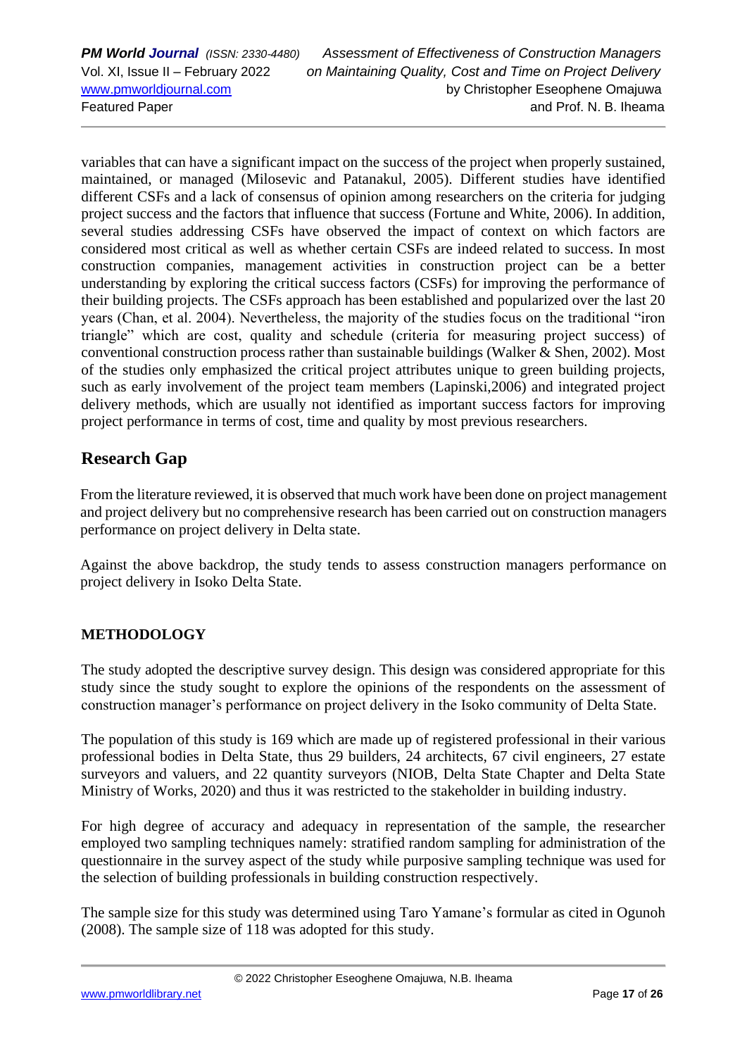variables that can have a significant impact on the success of the project when properly sustained, maintained, or managed (Milosevic and Patanakul, 2005). Different studies have identified different CSFs and a lack of consensus of opinion among researchers on the criteria for judging project success and the factors that influence that success (Fortune and White, 2006). In addition, several studies addressing CSFs have observed the impact of context on which factors are considered most critical as well as whether certain CSFs are indeed related to success. In most construction companies, management activities in construction project can be a better understanding by exploring the critical success factors (CSFs) for improving the performance of their building projects. The CSFs approach has been established and popularized over the last 20 years (Chan, et al. 2004). Nevertheless, the majority of the studies focus on the traditional "iron triangle" which are cost, quality and schedule (criteria for measuring project success) of conventional construction process rather than sustainable buildings (Walker & Shen, 2002). Most of the studies only emphasized the critical project attributes unique to green building projects, such as early involvement of the project team members (Lapinski,2006) and integrated project delivery methods, which are usually not identified as important success factors for improving project performance in terms of cost, time and quality by most previous researchers.

## Research Gap

From the literature reviewed, it is observed that much work have been done on project management and project delivery but no comprehensive research has been carried out on construction managers performance on project delivery in Delta state.

Against the above backdrop, the study tends to assess construction managers performance on project delivery in Isoko Delta State.

## METHODOLOGY

The study adopted the descriptive survey design. This design was considered appropriate for this study since the study sought to explore the opinions of the respondents on the assessment of construction manager's performance on project delivery in the Isoko community of Delta State.

The population of this study is 169 which are made up of registered professional in their various professional bodies in Delta State, thus 29 builders, 24 architects, 67 civil engineers, 27 estate surveyors and valuers, and 22 quantity surveyors (NIOB, Delta State Chapter and Delta State Ministry of Works, 2020) and thus it was restricted to the stakeholder in building industry.

For high degree of accuracy and adequacy in representation of the sample, the researcher employed two sampling techniques namely: stratified random sampling for administration of the questionnaire in the survey aspect of the study while purposive sampling technique was used for the selection of building professionals in building construction respectively.

The sample size for this study was determined using Taro Yamane's formular as cited in Ogunoh (2008). The sample size of 118 was adopted for this study.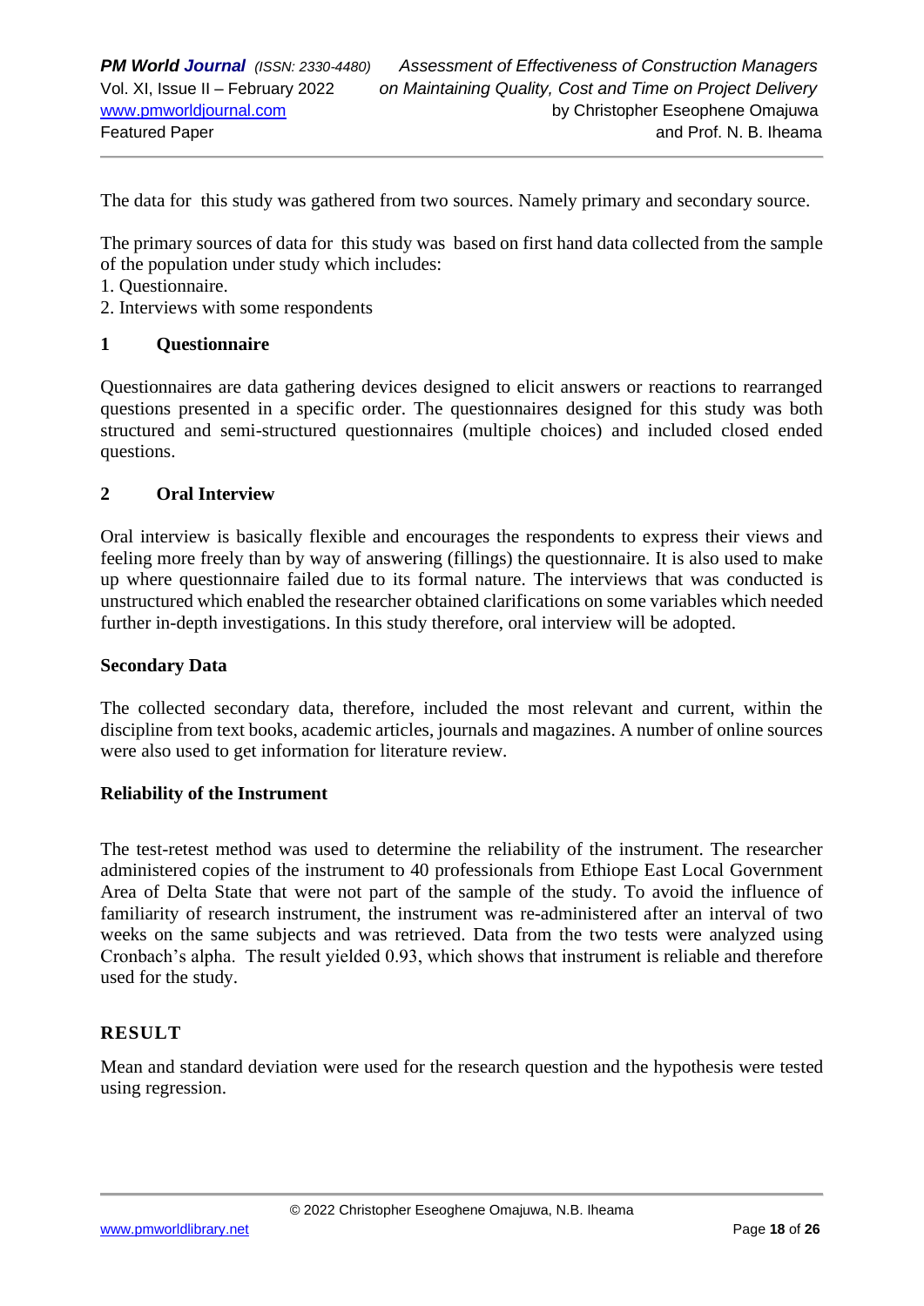The data for this study was gathered from two sources. Namely primary and secondary source.

The primary sources of data for this study was based on first hand data collected from the sample of the population under study which includes:

1. Questionnaire.
2. Interviews with some respondents

**1 Questionnaire**

Questionnaires are data gathering devices designed to elicit answers or reactions to rearranged questions presented in a specific order. The questionnaires designed for this study was both structured and semi-structured questionnaires (multiple choices) and included closed ended questions.

**2 Oral Interview**

Oral interview is basically flexible and encourages the respondents to express their views and feeling more freely than by way of answering (fillings) the questionnaire. It is also used to make up where questionnaire failed due to its formal nature. The interviews that was conducted is unstructured which enabled the researcher obtained clarifications on some variables which needed further in-depth investigations. In this study therefore, oral interview will be adopted.

**Secondary Data**

The collected secondary data, therefore, included the most relevant and current, within the discipline from text books, academic articles, journals and magazines. A number of online sources were also used to get information for literature review.

**Reliability of the Instrument**

The test-retest method was used to determine the reliability of the instrument. The researcher administered copies of the instrument to 40 professionals from Ethiope East Local Government Area of Delta State that were not part of the sample of the study. To avoid the influence of familiarity of research instrument, the instrument was re-administered after an interval of two weeks on the same subjects and was retrieved. Data from the two tests were analyzed using Cronbach's alpha. The result yielded 0.93, which shows that instrument is reliable and therefore used for the study.

## RESULT

Mean and standard deviation were used for the research question and the hypothesis were tested using regression.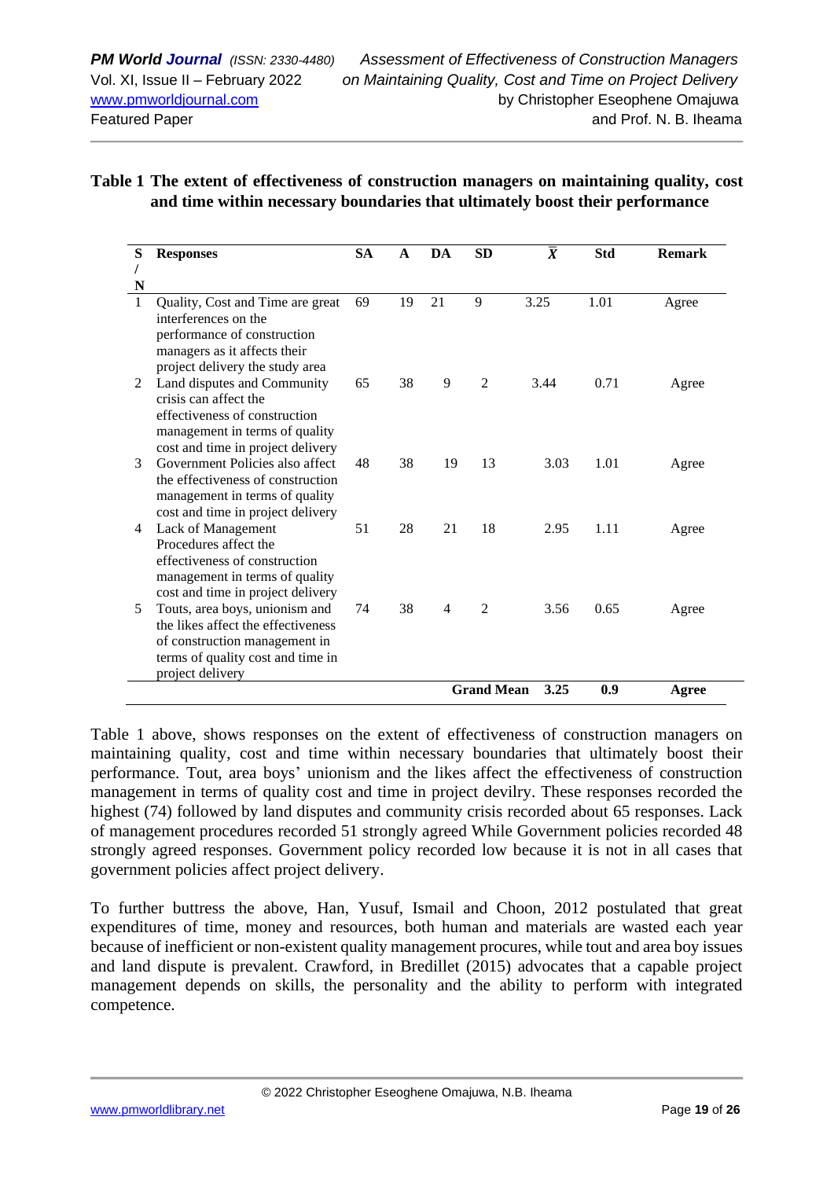**Table 1 The extent of effectiveness of construction managers on maintaining quality, cost and time within necessary boundaries that ultimately boost their performance**

| S/N | Responses | SA | A | DA | SD | $\bar{X}$ | Std | Remark |
|---|---|---|---|---|---|---|---|---|
| 1 | Quality, Cost and Time are great interferences on the performance of construction managers as it affects their project delivery the study area | 69 | 19 | 21 | 9 | 3.25 | 1.01 | Agree |
| 2 | Land disputes and Community crisis can affect the effectiveness of construction management in terms of quality cost and time in project delivery | 65 | 38 | 9 | 2 | 3.44 | 0.71 | Agree |
| 3 | Government Policies also affect the effectiveness of construction management in terms of quality cost and time in project delivery | 48 | 38 | 19 | 13 | 3.03 | 1.01 | Agree |
| 4 | Lack of Management Procedures affect the effectiveness of construction management in terms of quality cost and time in project delivery | 51 | 28 | 21 | 18 | 2.95 | 1.11 | Agree |
| 5 | Touts, area boys, unionism and the likes affect the effectiveness of construction management in terms of quality cost and time in project delivery | 74 | 38 | 4 | 2 | 3.56 | 0.65 | Agree |
| | | | | | **Grand Mean** | **3.25** | **0.9** | **Agree** |

Table 1 above, shows responses on the extent of effectiveness of construction managers on maintaining quality, cost and time within necessary boundaries that ultimately boost their performance. Tout, area boys' unionism and the likes affect the effectiveness of construction management in terms of quality cost and time in project devilry. These responses recorded the highest (74) followed by land disputes and community crisis recorded about 65 responses. Lack of management procedures recorded 51 strongly agreed While Government policies recorded 48 strongly agreed responses. Government policy recorded low because it is not in all cases that government policies affect project delivery.

To further buttress the above, Han, Yusuf, Ismail and Choon, 2012 postulated that great expenditures of time, money and resources, both human and materials are wasted each year because of inefficient or non-existent quality management procures, while tout and area boy issues and land dispute is prevalent. Crawford, in Bredillet (2015) advocates that a capable project management depends on skills, the personality and the ability to perform with integrated competence.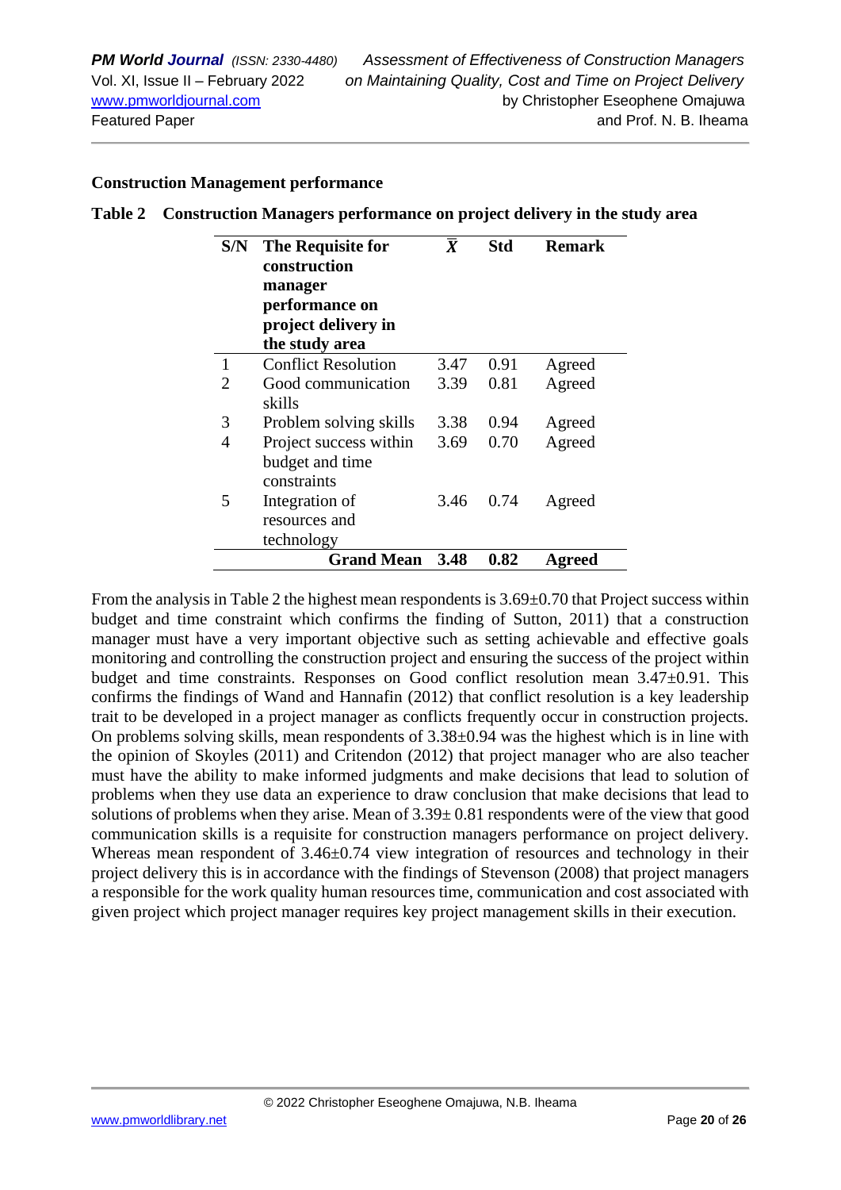**Construction Management performance**

**Table 2 Construction Managers performance on project delivery in the study area**

| S/N | The Requisite for construction manager performance on project delivery in the study area | $\bar{X}$ | Std | Remark |
|---|---|---|---|---|
| 1 | Conflict Resolution | 3.47 | 0.91 | Agreed |
| 2 | Good communication skills | 3.39 | 0.81 | Agreed |
| 3 | Problem solving skills | 3.38 | 0.94 | Agreed |
| 4 | Project success within budget and time constraints | 3.69 | 0.70 | Agreed |
| 5 | Integration of resources and technology | 3.46 | 0.74 | Agreed |
| | **Grand Mean** | **3.48** | **0.82** | **Agreed** |

From the analysis in Table 2 the highest mean respondents is 3.69±0.70 that Project success within budget and time constraint which confirms the finding of Sutton, 2011) that a construction manager must have a very important objective such as setting achievable and effective goals monitoring and controlling the construction project and ensuring the success of the project within budget and time constraints. Responses on Good conflict resolution mean 3.47±0.91. This confirms the findings of Wand and Hannafin (2012) that conflict resolution is a key leadership trait to be developed in a project manager as conflicts frequently occur in construction projects. On problems solving skills, mean respondents of 3.38±0.94 was the highest which is in line with the opinion of Skoyles (2011) and Critendon (2012) that project manager who are also teacher must have the ability to make informed judgments and make decisions that lead to solution of problems when they use data an experience to draw conclusion that make decisions that lead to solutions of problems when they arise. Mean of 3.39± 0.81 respondents were of the view that good communication skills is a requisite for construction managers performance on project delivery. Whereas mean respondent of 3.46±0.74 view integration of resources and technology in their project delivery this is in accordance with the findings of Stevenson (2008) that project managers a responsible for the work quality human resources time, communication and cost associated with given project which project manager requires key project management skills in their execution.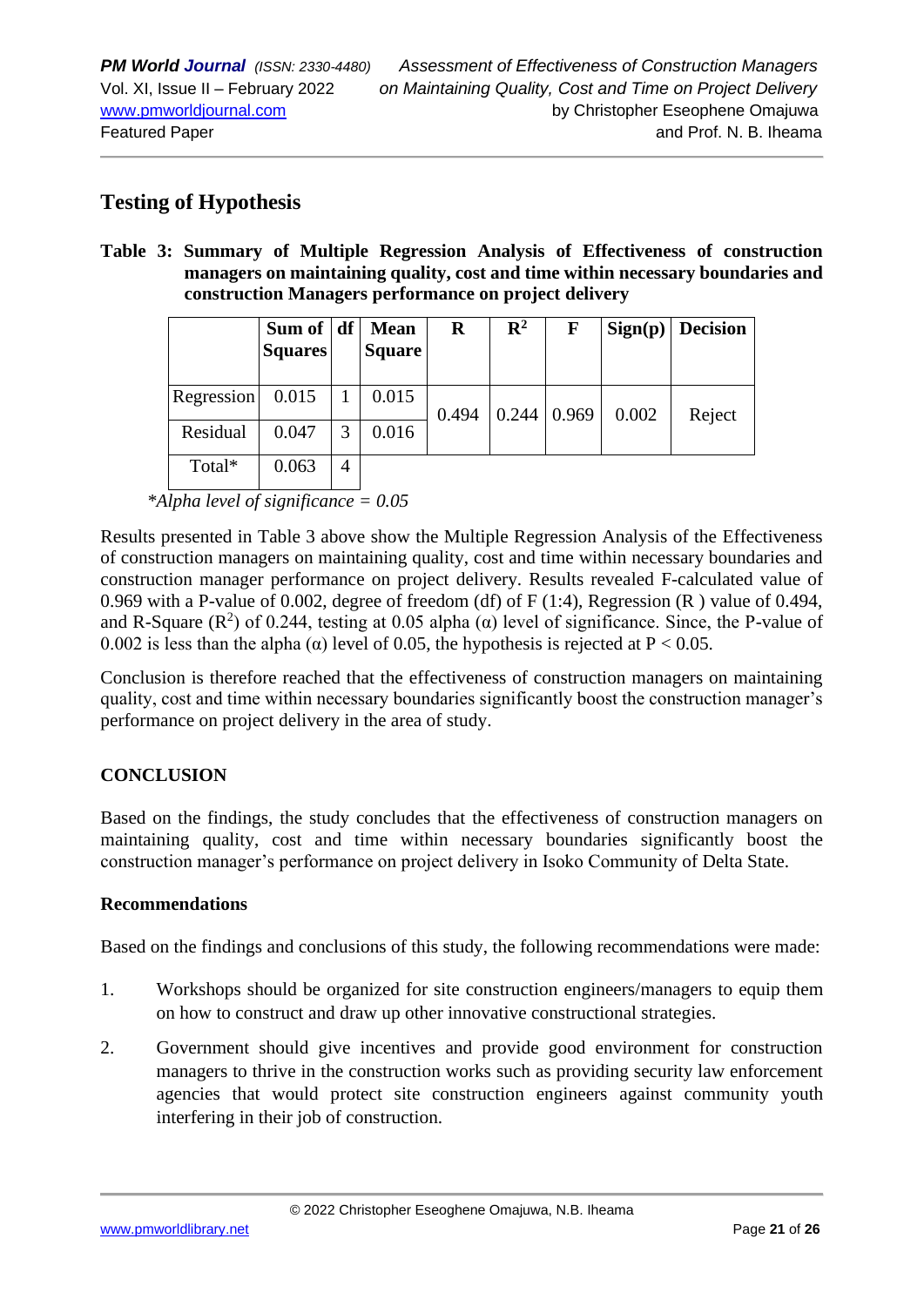## Testing of Hypothesis

**Table 3: Summary of Multiple Regression Analysis of Effectiveness of construction managers on maintaining quality, cost and time within necessary boundaries and construction Managers performance on project delivery**

| | Sum of Squares | df | Mean Square | R | $R^2$ | F | Sign(p) | Decision |
|---|---|---|---|---|---|---|---|---|
| Regression | 0.015 | 1 | 0.015 | 0.494 | 0.244 | 0.969 | 0.002 | Reject |
| Residual | 0.047 | 3 | 0.016 | | | | | |
| Total* | 0.063 | 4 | | | | | | |

*\*Alpha level of significance = 0.05*

Results presented in Table 3 above show the Multiple Regression Analysis of the Effectiveness of construction managers on maintaining quality, cost and time within necessary boundaries and construction manager performance on project delivery. Results revealed F-calculated value of 0.969 with a P-value of 0.002, degree of freedom (df) of F (1:4), Regression (R ) value of 0.494, and R-Square ($R^2$) of 0.244, testing at 0.05 alpha ($\alpha$) level of significance. Since, the P-value of 0.002 is less than the alpha ($\alpha$) level of 0.05, the hypothesis is rejected at $P < 0.05$.

Conclusion is therefore reached that the effectiveness of construction managers on maintaining quality, cost and time within necessary boundaries significantly boost the construction manager's performance on project delivery in the area of study.

## CONCLUSION

Based on the findings, the study concludes that the effectiveness of construction managers on maintaining quality, cost and time within necessary boundaries significantly boost the construction manager's performance on project delivery in Isoko Community of Delta State.

### Recommendations

Based on the findings and conclusions of this study, the following recommendations were made:

1. Workshops should be organized for site construction engineers/managers to equip them on how to construct and draw up other innovative constructional strategies.
2. Government should give incentives and provide good environment for construction managers to thrive in the construction works such as providing security law enforcement agencies that would protect site construction engineers against community youth interfering in their job of construction.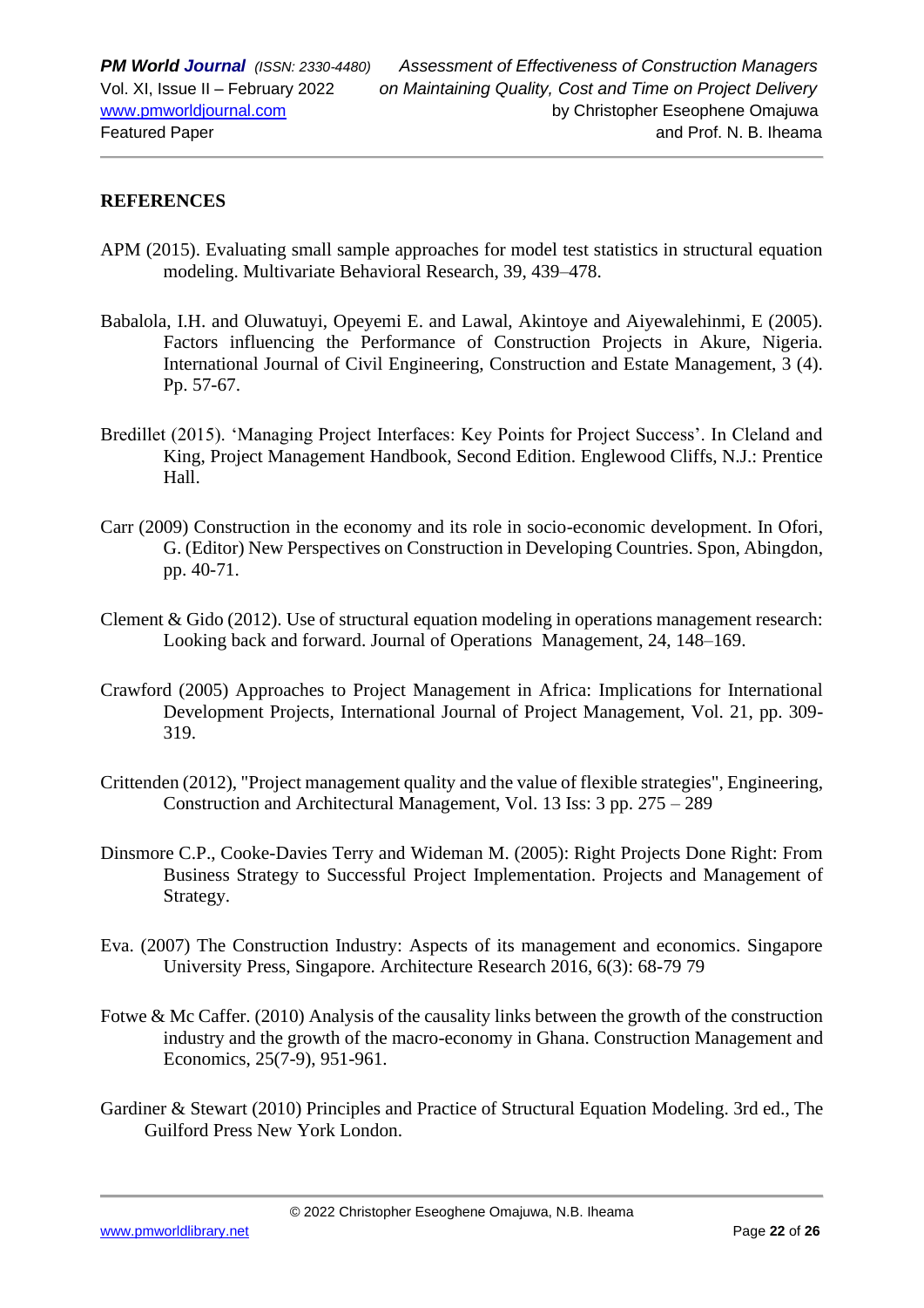## REFERENCES

APM (2015). Evaluating small sample approaches for model test statistics in structural equation modeling. Multivariate Behavioral Research, 39, 439–478.

Babalola, I.H. and Oluwatuyi, Opeyemi E. and Lawal, Akintoye and Aiyewalehinmi, E (2005). Factors influencing the Performance of Construction Projects in Akure, Nigeria. International Journal of Civil Engineering, Construction and Estate Management, 3 (4). Pp. 57-67.

Bredillet (2015). 'Managing Project Interfaces: Key Points for Project Success'. In Cleland and King, Project Management Handbook, Second Edition. Englewood Cliffs, N.J.: Prentice Hall.

Carr (2009) Construction in the economy and its role in socio-economic development. In Ofori, G. (Editor) New Perspectives on Construction in Developing Countries. Spon, Abingdon, pp. 40-71.

Clement & Gido (2012). Use of structural equation modeling in operations management research: Looking back and forward. Journal of Operations Management, 24, 148–169.

Crawford (2005) Approaches to Project Management in Africa: Implications for International Development Projects, International Journal of Project Management, Vol. 21, pp. 309-319.

Crittenden (2012), "Project management quality and the value of flexible strategies", Engineering, Construction and Architectural Management, Vol. 13 Iss: 3 pp. 275 – 289

Dinsmore C.P., Cooke-Davies Terry and Wideman M. (2005): Right Projects Done Right: From Business Strategy to Successful Project Implementation. Projects and Management of Strategy.

Eva. (2007) The Construction Industry: Aspects of its management and economics. Singapore University Press, Singapore. Architecture Research 2016, 6(3): 68-79 79

Fotwe & Mc Caffer. (2010) Analysis of the causality links between the growth of the construction industry and the growth of the macro-economy in Ghana. Construction Management and Economics, 25(7-9), 951-961.

Gardiner & Stewart (2010) Principles and Practice of Structural Equation Modeling. 3rd ed., The Guilford Press New York London.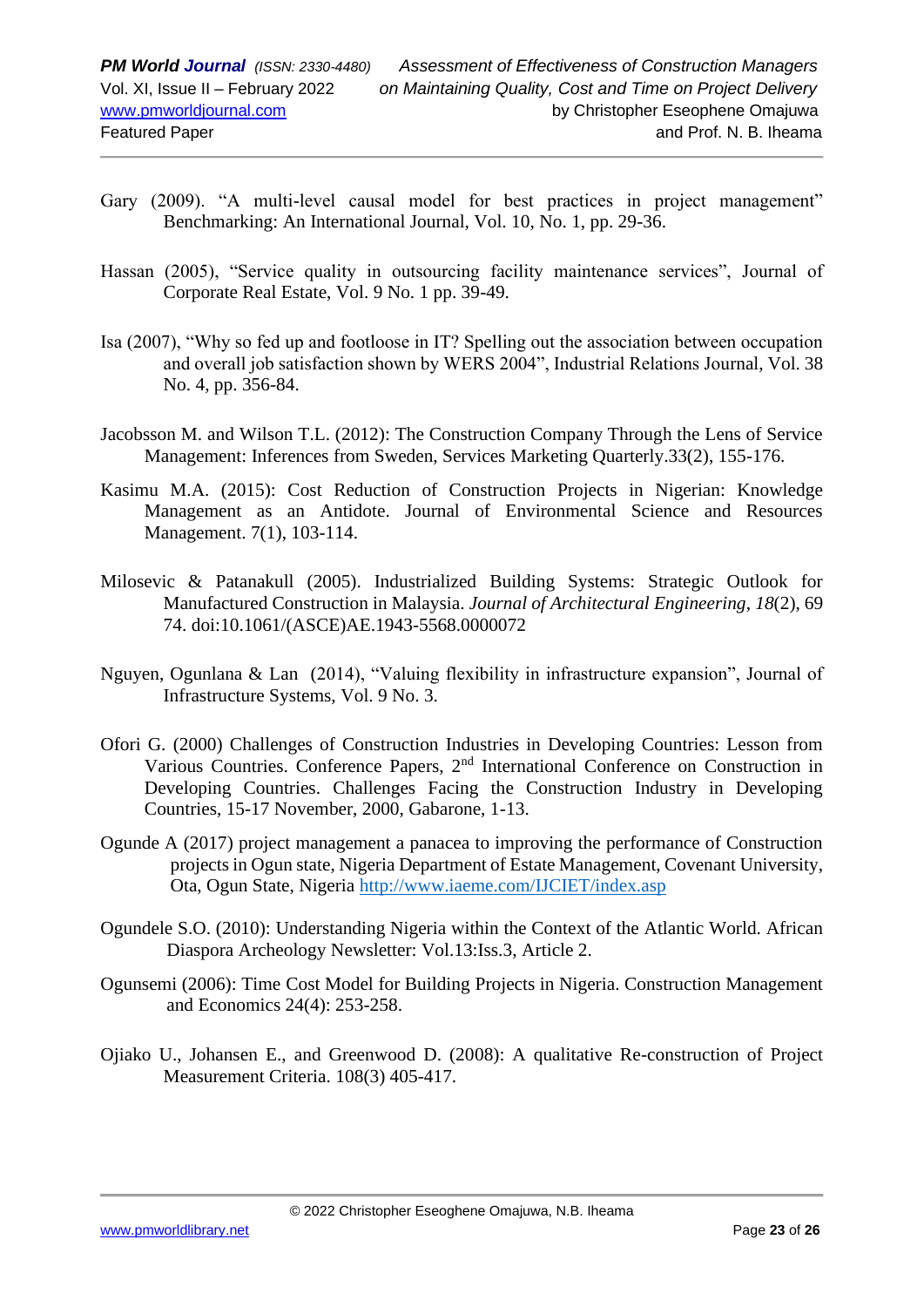Gary (2009). "A multi-level causal model for best practices in project management" Benchmarking: An International Journal, Vol. 10, No. 1, pp. 29-36.

Hassan (2005), "Service quality in outsourcing facility maintenance services", Journal of Corporate Real Estate, Vol. 9 No. 1 pp. 39-49.

Isa (2007), "Why so fed up and footloose in IT? Spelling out the association between occupation and overall job satisfaction shown by WERS 2004", Industrial Relations Journal, Vol. 38 No. 4, pp. 356-84.

Jacobsson M. and Wilson T.L. (2012): The Construction Company Through the Lens of Service Management: Inferences from Sweden, Services Marketing Quarterly.33(2), 155-176.

Kasimu M.A. (2015): Cost Reduction of Construction Projects in Nigerian: Knowledge Management as an Antidote. Journal of Environmental Science and Resources Management. 7(1), 103-114.

Milosevic & Patanakull (2005). Industrialized Building Systems: Strategic Outlook for Manufactured Construction in Malaysia. *Journal of Architectural Engineering*, *18*(2), 69 74. doi:10.1061/(ASCE)AE.1943-5568.0000072

Nguyen, Ogunlana & Lan (2014), "Valuing flexibility in infrastructure expansion", Journal of Infrastructure Systems, Vol. 9 No. 3.

Ofori G. (2000) Challenges of Construction Industries in Developing Countries: Lesson from Various Countries. Conference Papers, 2nd International Conference on Construction in Developing Countries. Challenges Facing the Construction Industry in Developing Countries, 15-17 November, 2000, Gabarone, 1-13.

Ogunde A (2017) project management a panacea to improving the performance of Construction projects in Ogun state, Nigeria Department of Estate Management, Covenant University, Ota, Ogun State, Nigeria http://www.iaeme.com/IJCIET/index.asp

Ogundele S.O. (2010): Understanding Nigeria within the Context of the Atlantic World. African Diaspora Archeology Newsletter: Vol.13:Iss.3, Article 2.

Ogunsemi (2006): Time Cost Model for Building Projects in Nigeria. Construction Management and Economics 24(4): 253-258.

Ojiako U., Johansen E., and Greenwood D. (2008): A qualitative Re-construction of Project Measurement Criteria. 108(3) 405-417.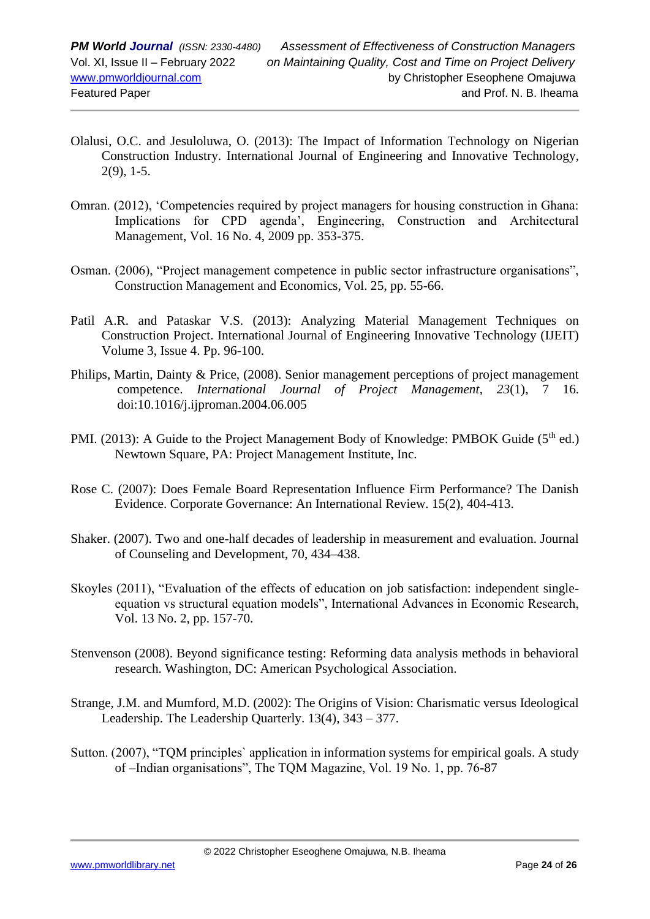Olalusi, O.C. and Jesuloluwa, O. (2013): The Impact of Information Technology on Nigerian Construction Industry. International Journal of Engineering and Innovative Technology, 2(9), 1-5.

Omran. (2012), 'Competencies required by project managers for housing construction in Ghana: Implications for CPD agenda', Engineering, Construction and Architectural Management, Vol. 16 No. 4, 2009 pp. 353-375.

Osman. (2006), "Project management competence in public sector infrastructure organisations", Construction Management and Economics, Vol. 25, pp. 55-66.

Patil A.R. and Pataskar V.S. (2013): Analyzing Material Management Techniques on Construction Project. International Journal of Engineering Innovative Technology (IJEIT) Volume 3, Issue 4. Pp. 96-100.

Philips, Martin, Dainty & Price, (2008). Senior management perceptions of project management competence. *International Journal of Project Management*, *23*(1), 7 16. doi:10.1016/j.ijproman.2004.06.005

PMI. (2013): A Guide to the Project Management Body of Knowledge: PMBOK Guide (5th ed.) Newtown Square, PA: Project Management Institute, Inc.

Rose C. (2007): Does Female Board Representation Influence Firm Performance? The Danish Evidence. Corporate Governance: An International Review. 15(2), 404-413.

Shaker. (2007). Two and one-half decades of leadership in measurement and evaluation. Journal of Counseling and Development, 70, 434–438.

Skoyles (2011), "Evaluation of the effects of education on job satisfaction: independent single-equation vs structural equation models", International Advances in Economic Research, Vol. 13 No. 2, pp. 157-70.

Stenvenson (2008). Beyond significance testing: Reforming data analysis methods in behavioral research. Washington, DC: American Psychological Association.

Strange, J.M. and Mumford, M.D. (2002): The Origins of Vision: Charismatic versus Ideological Leadership. The Leadership Quarterly. 13(4), 343 – 377.

Sutton. (2007), "TQM principles` application in information systems for empirical goals. A study of –Indian organisations", The TQM Magazine, Vol. 19 No. 1, pp. 76-87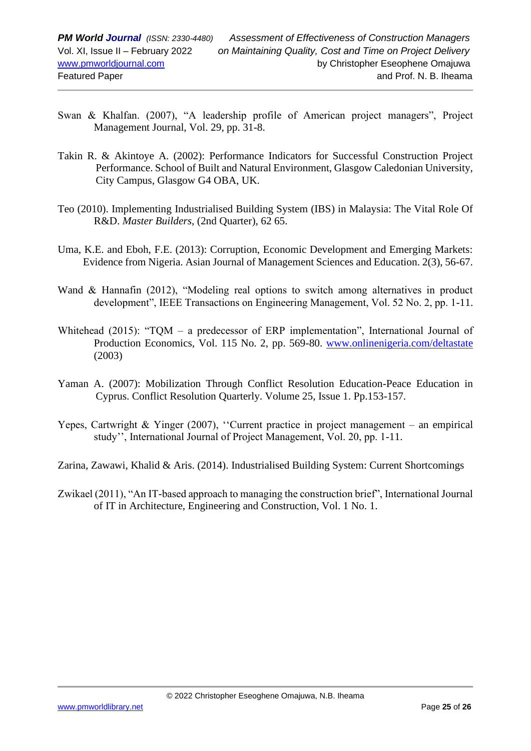Swan & Khalfan. (2007), "A leadership profile of American project managers", Project Management Journal, Vol. 29, pp. 31-8.

Takin R. & Akintoye A. (2002): Performance Indicators for Successful Construction Project Performance. School of Built and Natural Environment, Glasgow Caledonian University, City Campus, Glasgow G4 OBA, UK.

Teo (2010). Implementing Industrialised Building System (IBS) in Malaysia: The Vital Role Of R&D. *Master Builders*, (2nd Quarter), 62 65.

Uma, K.E. and Eboh, F.E. (2013): Corruption, Economic Development and Emerging Markets: Evidence from Nigeria. Asian Journal of Management Sciences and Education. 2(3), 56-67.

Wand & Hannafin (2012), "Modeling real options to switch among alternatives in product development", IEEE Transactions on Engineering Management, Vol. 52 No. 2, pp. 1-11.

Whitehead (2015): "TQM – a predecessor of ERP implementation", International Journal of Production Economics, Vol. 115 No. 2, pp. 569-80. www.onlinenigeria.com/deltastate (2003)

Yaman A. (2007): Mobilization Through Conflict Resolution Education-Peace Education in Cyprus. Conflict Resolution Quarterly. Volume 25, Issue 1. Pp.153-157.

Yepes, Cartwright & Yinger (2007), ''Current practice in project management – an empirical study'', International Journal of Project Management, Vol. 20, pp. 1-11.

Zarina, Zawawi, Khalid & Aris. (2014). Industrialised Building System: Current Shortcomings

Zwikael (2011), "An IT-based approach to managing the construction brief", International Journal of IT in Architecture, Engineering and Construction, Vol. 1 No. 1.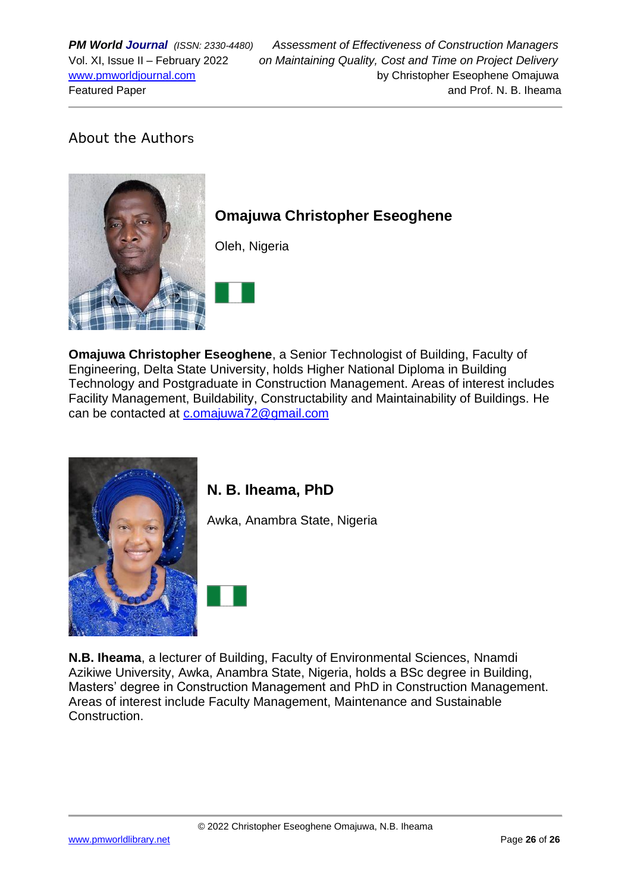## About the Authors

### Omajuwa Christopher Eseoghene

Oleh, Nigeria

**Omajuwa Christopher Eseoghene**, a Senior Technologist of Building, Faculty of Engineering, Delta State University, holds Higher National Diploma in Building Technology and Postgraduate in Construction Management. Areas of interest includes Facility Management, Buildability, Constructability and Maintainability of Buildings. He can be contacted at c.omajuwa72@gmail.com

### N. B. Iheama, PhD

Awka, Anambra State, Nigeria

**N.B. Iheama**, a lecturer of Building, Faculty of Environmental Sciences, Nnamdi Azikiwe University, Awka, Anambra State, Nigeria, holds a BSc degree in Building, Masters' degree in Construction Management and PhD in Construction Management. Areas of interest include Faculty Management, Maintenance and Sustainable Construction.